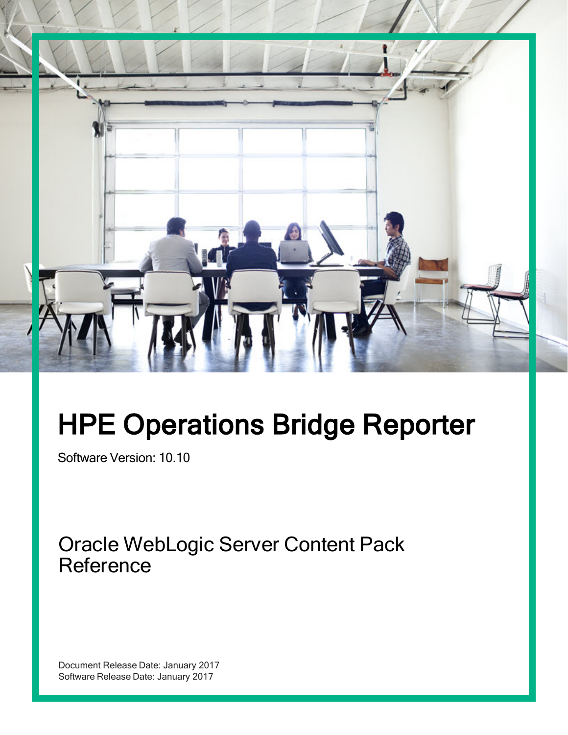# HPE Operations Bridge Reporter

Software Version: 10.10

## Oracle WebLogic Server Content Pack Reference

Document Release Date: January 2017
Software Release Date: January 2017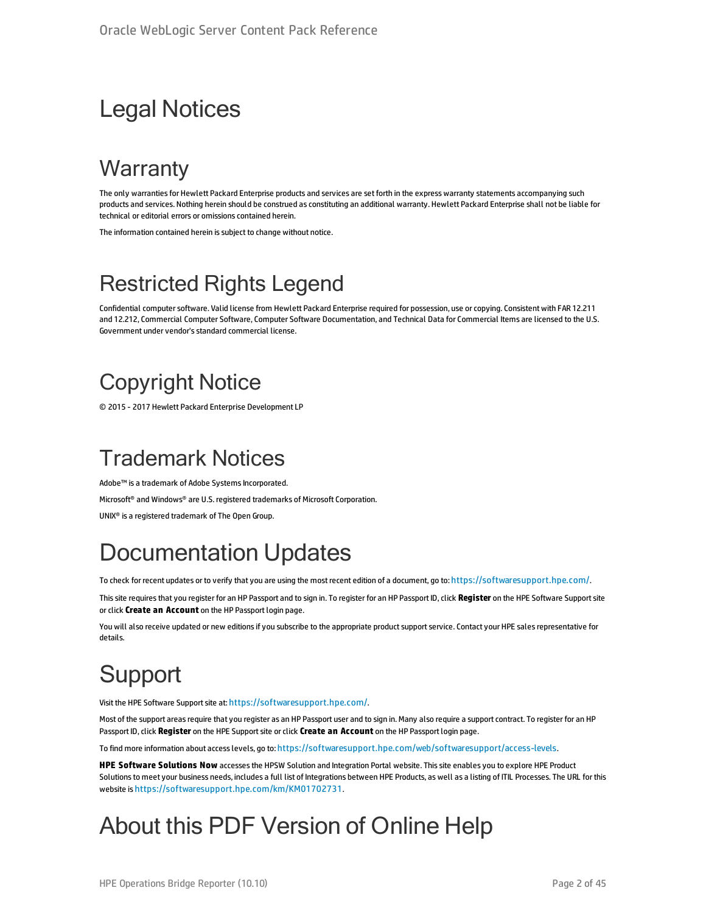# Legal Notices

## Warranty

The only warranties for Hewlett Packard Enterprise products and services are set forth in the express warranty statements accompanying such products and services. Nothing herein should be construed as constituting an additional warranty. Hewlett Packard Enterprise shall not be liable for technical or editorial errors or omissions contained herein.

The information contained herein is subject to change without notice.

## Restricted Rights Legend

Confidential computer software. Valid license from Hewlett Packard Enterprise required for possession, use or copying. Consistent with FAR 12.211 and 12.212, Commercial Computer Software, Computer Software Documentation, and Technical Data for Commercial Items are licensed to the U.S. Government under vendor's standard commercial license.

## Copyright Notice

© 2015 - 2017 Hewlett Packard Enterprise Development LP

## Trademark Notices

Adobe™ is a trademark of Adobe Systems Incorporated.

Microsoft® and Windows® are U.S. registered trademarks of Microsoft Corporation.

UNIX® is a registered trademark of The Open Group.

# Documentation Updates

To check for recent updates or to verify that you are using the most recent edition of a document, go to: https://softwaresupport.hpe.com/.

This site requires that you register for an HP Passport and to sign in. To register for an HP Passport ID, click **Register** on the HPE Software Support site or click **Create an Account** on the HP Passport login page.

You will also receive updated or new editions if you subscribe to the appropriate product support service. Contact your HPE sales representative for details.

# Support

Visit the HPE Software Support site at: https://softwaresupport.hpe.com/.

Most of the support areas require that you register as an HP Passport user and to sign in. Many also require a support contract. To register for an HP Passport ID, click **Register** on the HPE Support site or click **Create an Account** on the HP Passport login page.

To find more information about access levels, go to: https://softwaresupport.hpe.com/web/softwaresupport/access-levels.

**HPE Software Solutions Now** accesses the HPSW Solution and Integration Portal website. This site enables you to explore HPE Product Solutions to meet your business needs, includes a full list of Integrations between HPE Products, as well as a listing of ITIL Processes. The URL for this website is https://softwaresupport.hpe.com/km/KM01702731.

# About this PDF Version of Online Help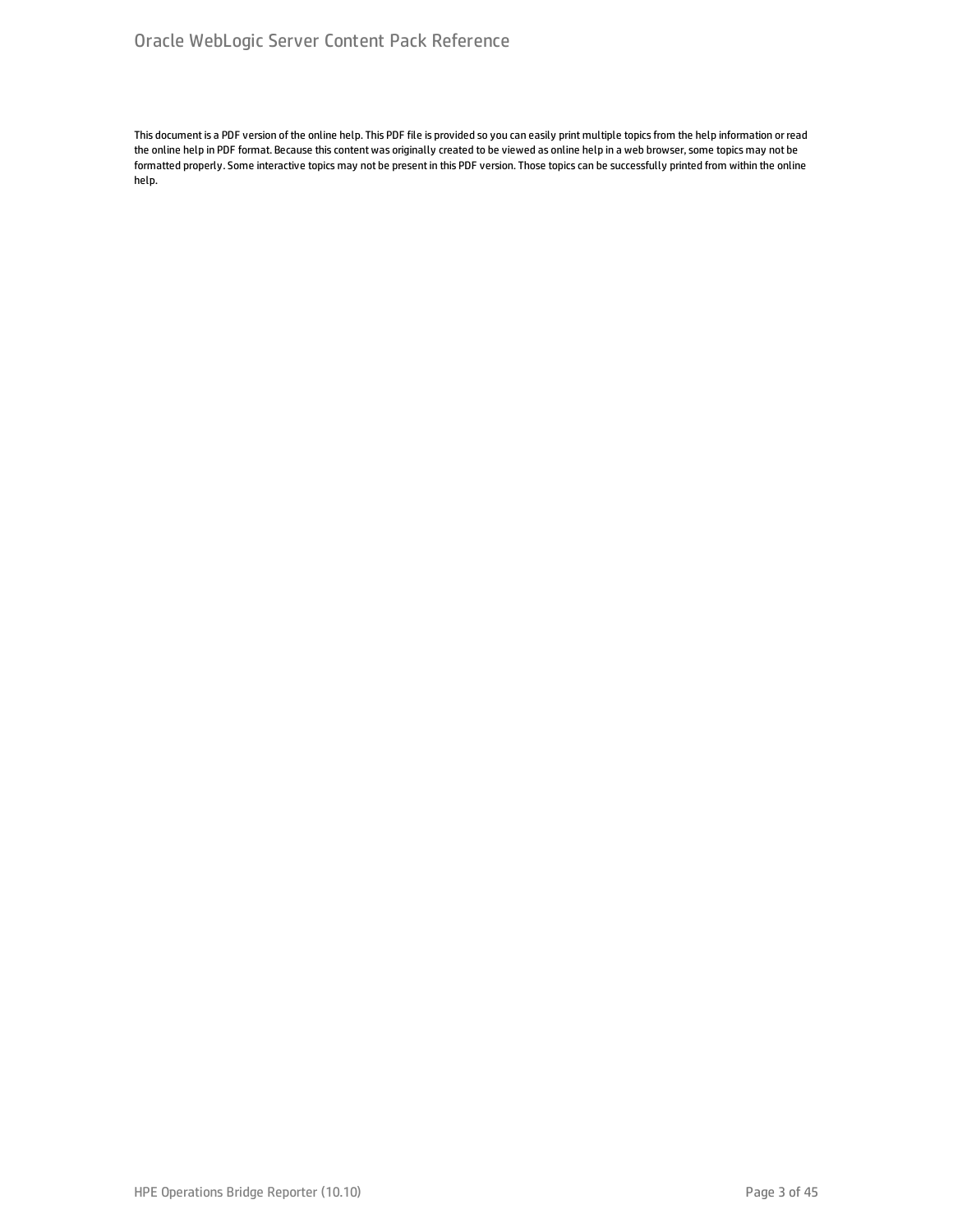This document is a PDF version of the online help. This PDF file is provided so you can easily print multiple topics from the help information or read the online help in PDF format. Because this content was originally created to be viewed as online help in a web browser, some topics may not be formatted properly. Some interactive topics may not be present in this PDF version. Those topics can be successfully printed from within the online help.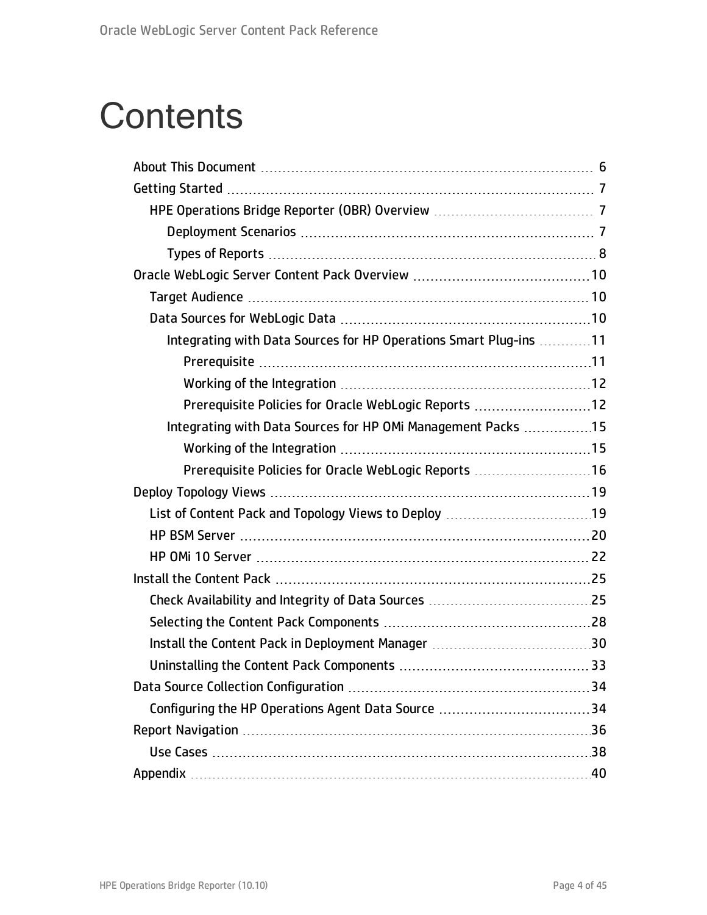# Contents

- About This Document 6
- Getting Started 7
  - HPE Operations Bridge Reporter (OBR) Overview 7
    - Deployment Scenarios 7
    - Types of Reports 8
- Oracle WebLogic Server Content Pack Overview 10
  - Target Audience 10
  - Data Sources for WebLogic Data 10
    - Integrating with Data Sources for HP Operations Smart Plug-ins 11
      - Prerequisite 11
      - Working of the Integration 12
      - Prerequisite Policies for Oracle WebLogic Reports 12
    - Integrating with Data Sources for HP OMi Management Packs 15
      - Working of the Integration 15
      - Prerequisite Policies for Oracle WebLogic Reports 16
- Deploy Topology Views 19
  - List of Content Pack and Topology Views to Deploy 19
  - HP BSM Server 20
  - HP OMi 10 Server 22
- Install the Content Pack 25
  - Check Availability and Integrity of Data Sources 25
  - Selecting the Content Pack Components 28
  - Install the Content Pack in Deployment Manager 30
  - Uninstalling the Content Pack Components 33
- Data Source Collection Configuration 34
  - Configuring the HP Operations Agent Data Source 34
- Report Navigation 36
  - Use Cases 38
- Appendix 40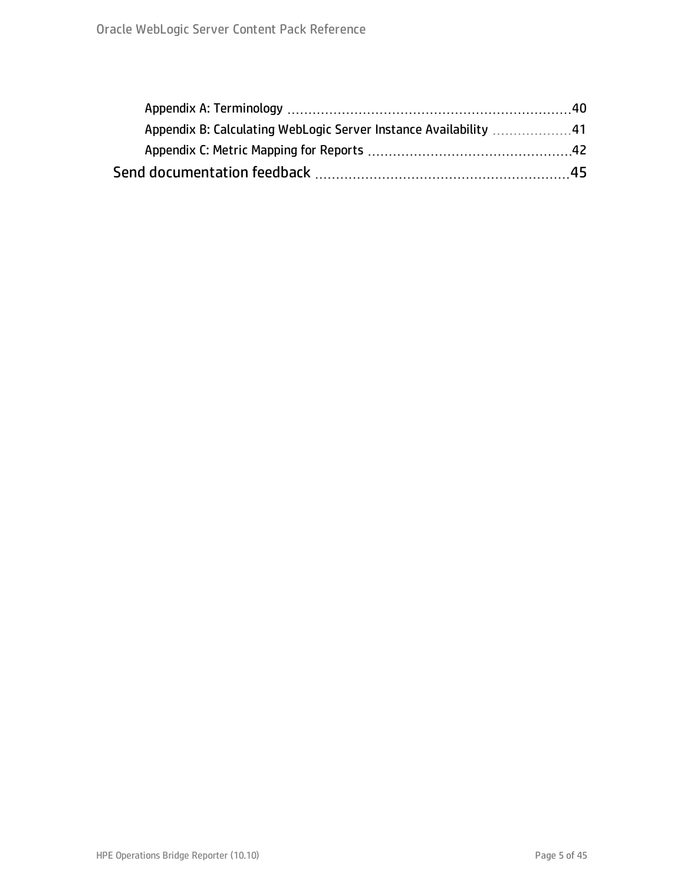Appendix A: Terminology 40

Appendix B: Calculating WebLogic Server Instance Availability 41

Appendix C: Metric Mapping for Reports 42

Send documentation feedback 45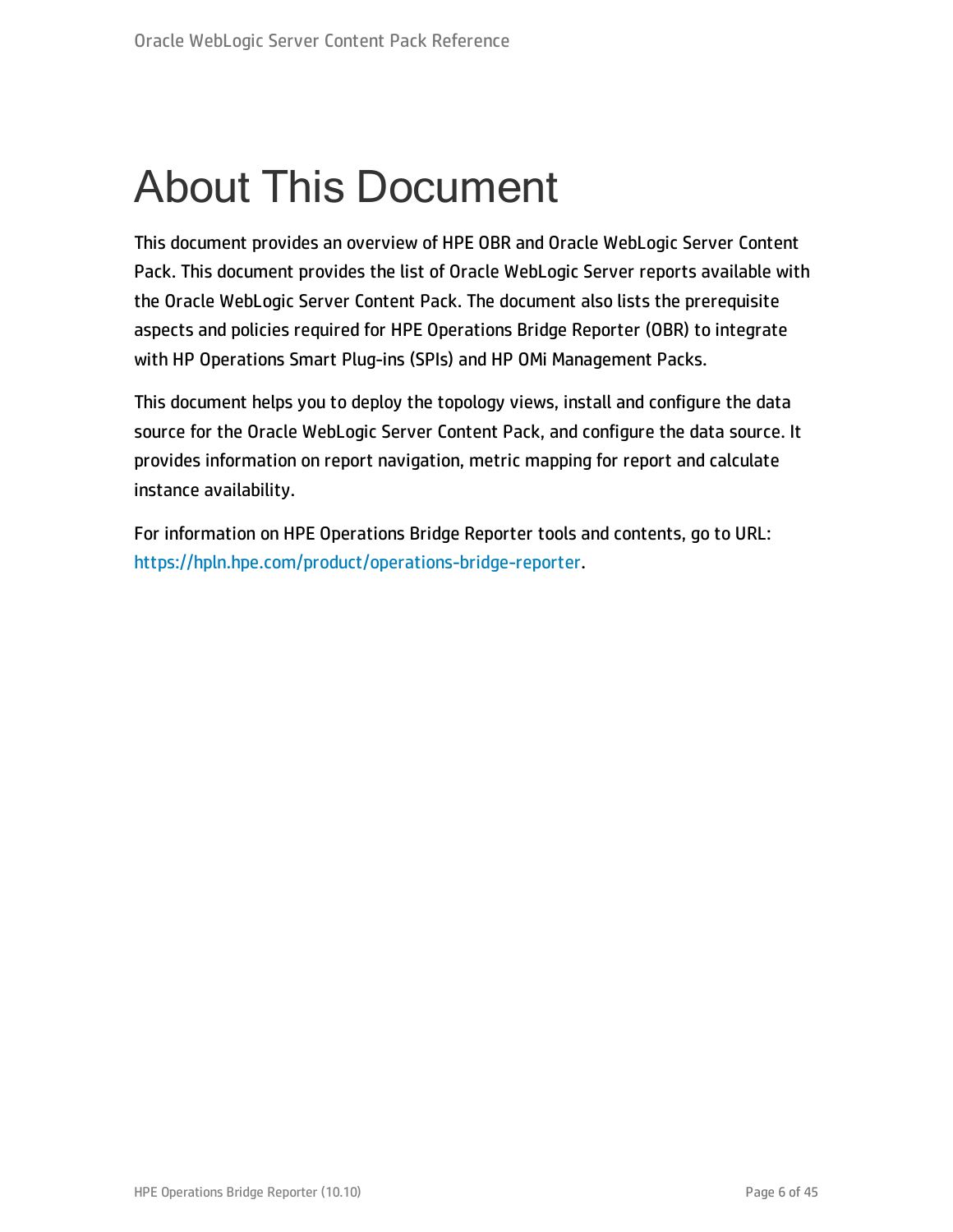# About This Document

This document provides an overview of HPE OBR and Oracle WebLogic Server Content Pack. This document provides the list of Oracle WebLogic Server reports available with the Oracle WebLogic Server Content Pack. The document also lists the prerequisite aspects and policies required for HPE Operations Bridge Reporter (OBR) to integrate with HP Operations Smart Plug-ins (SPIs) and HP OMi Management Packs.

This document helps you to deploy the topology views, install and configure the data source for the Oracle WebLogic Server Content Pack, and configure the data source. It provides information on report navigation, metric mapping for report and calculate instance availability.

For information on HPE Operations Bridge Reporter tools and contents, go to URL: https://hpln.hpe.com/product/operations-bridge-reporter.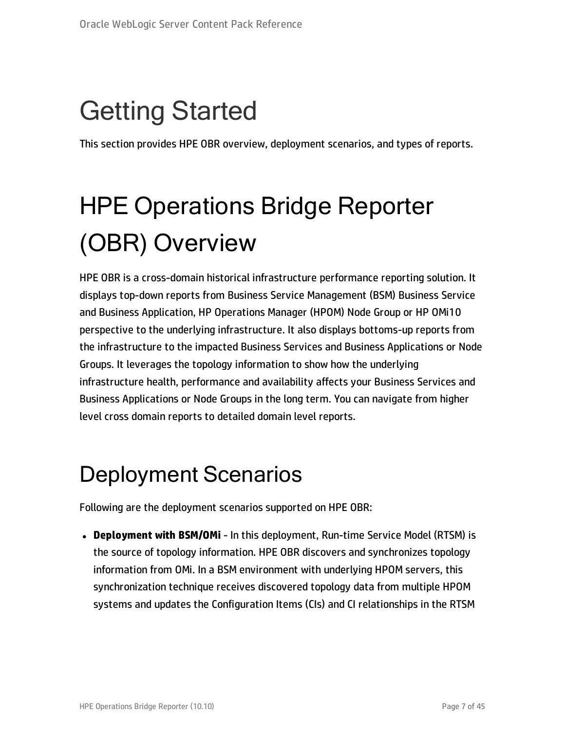# Getting Started

This section provides HPE OBR overview, deployment scenarios, and types of reports.

# HPE Operations Bridge Reporter (OBR) Overview

HPE OBR is a cross-domain historical infrastructure performance reporting solution. It displays top-down reports from Business Service Management (BSM) Business Service and Business Application, HP Operations Manager (HPOM) Node Group or HP OMi10 perspective to the underlying infrastructure. It also displays bottoms-up reports from the infrastructure to the impacted Business Services and Business Applications or Node Groups. It leverages the topology information to show how the underlying infrastructure health, performance and availability affects your Business Services and Business Applications or Node Groups in the long term. You can navigate from higher level cross domain reports to detailed domain level reports.

## Deployment Scenarios

Following are the deployment scenarios supported on HPE OBR:

- **Deployment with BSM/OMi** - In this deployment, Run-time Service Model (RTSM) is the source of topology information. HPE OBR discovers and synchronizes topology information from OMi. In a BSM environment with underlying HPOM servers, this synchronization technique receives discovered topology data from multiple HPOM systems and updates the Configuration Items (CIs) and CI relationships in the RTSM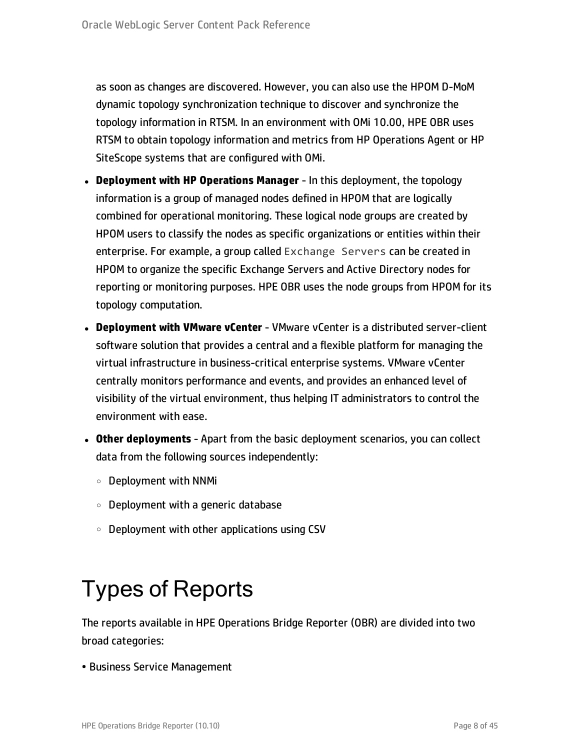as soon as changes are discovered. However, you can also use the HPOM D-MoM dynamic topology synchronization technique to discover and synchronize the topology information in RTSM. In an environment with OMi 10.00, HPE OBR uses RTSM to obtain topology information and metrics from HP Operations Agent or HP SiteScope systems that are configured with OMi.

- **Deployment with HP Operations Manager** - In this deployment, the topology information is a group of managed nodes defined in HPOM that are logically combined for operational monitoring. These logical node groups are created by HPOM users to classify the nodes as specific organizations or entities within their enterprise. For example, a group called `Exchange Servers` can be created in HPOM to organize the specific Exchange Servers and Active Directory nodes for reporting or monitoring purposes. HPE OBR uses the node groups from HPOM for its topology computation.
- **Deployment with VMware vCenter** - VMware vCenter is a distributed server-client software solution that provides a central and a flexible platform for managing the virtual infrastructure in business-critical enterprise systems. VMware vCenter centrally monitors performance and events, and provides an enhanced level of visibility of the virtual environment, thus helping IT administrators to control the environment with ease.
- **Other deployments** - Apart from the basic deployment scenarios, you can collect data from the following sources independently:
  - Deployment with NNMi
  - Deployment with a generic database
  - Deployment with other applications using CSV

# Types of Reports

The reports available in HPE Operations Bridge Reporter (OBR) are divided into two broad categories:

- Business Service Management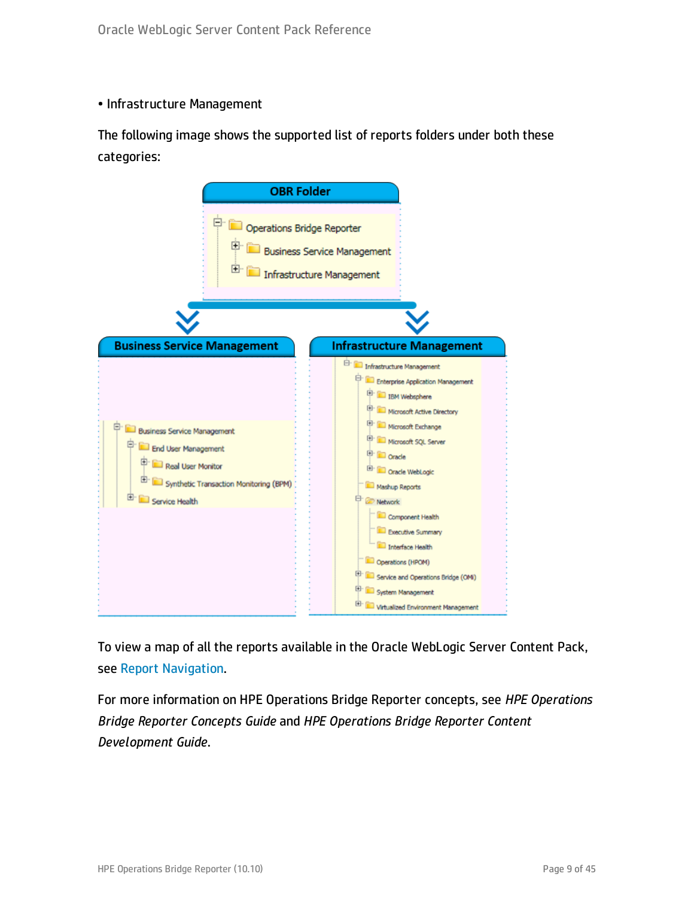- Infrastructure Management

The following image shows the supported list of reports folders under both these categories:

To view a map of all the reports available in the Oracle WebLogic Server Content Pack, see Report Navigation.

For more information on HPE Operations Bridge Reporter concepts, see *HPE Operations Bridge Reporter Concepts Guide* and *HPE Operations Bridge Reporter Content Development Guide*.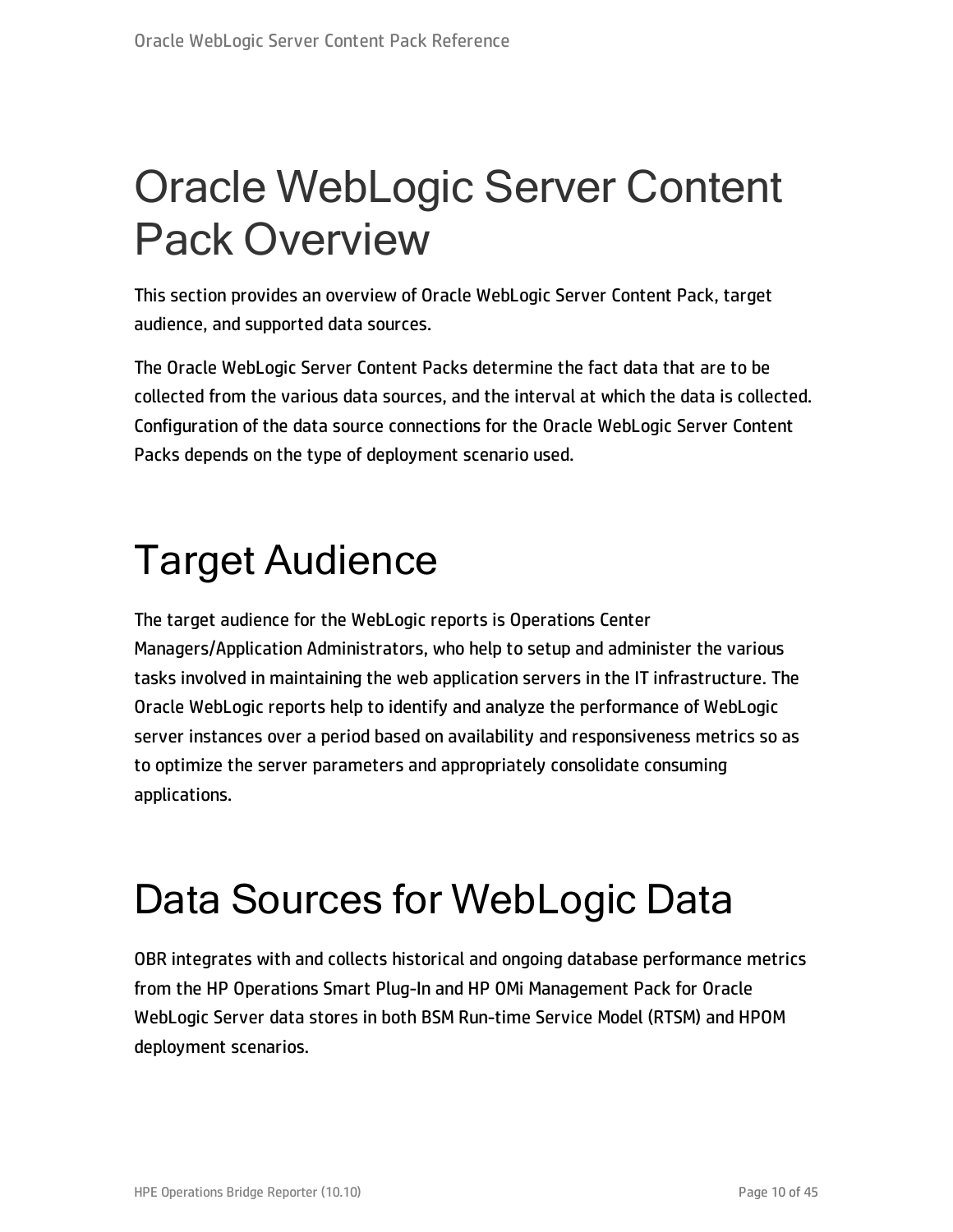# Oracle WebLogic Server Content Pack Overview

This section provides an overview of Oracle WebLogic Server Content Pack, target audience, and supported data sources.

The Oracle WebLogic Server Content Packs determine the fact data that are to be collected from the various data sources, and the interval at which the data is collected. Configuration of the data source connections for the Oracle WebLogic Server Content Packs depends on the type of deployment scenario used.

# Target Audience

The target audience for the WebLogic reports is Operations Center Managers/Application Administrators, who help to setup and administer the various tasks involved in maintaining the web application servers in the IT infrastructure. The Oracle WebLogic reports help to identify and analyze the performance of WebLogic server instances over a period based on availability and responsiveness metrics so as to optimize the server parameters and appropriately consolidate consuming applications.

# Data Sources for WebLogic Data

OBR integrates with and collects historical and ongoing database performance metrics from the HP Operations Smart Plug-In and HP OMi Management Pack for Oracle WebLogic Server data stores in both BSM Run-time Service Model (RTSM) and HPOM deployment scenarios.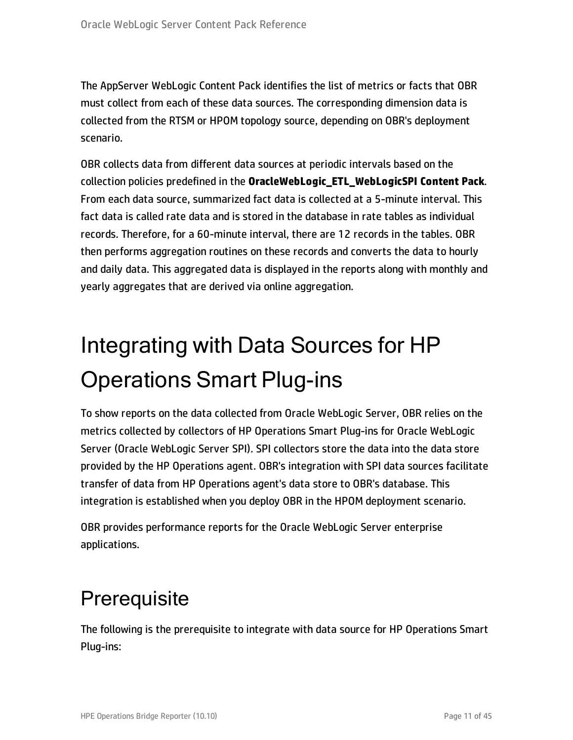The AppServer WebLogic Content Pack identifies the list of metrics or facts that OBR must collect from each of these data sources. The corresponding dimension data is collected from the RTSM or HPOM topology source, depending on OBR's deployment scenario.

OBR collects data from different data sources at periodic intervals based on the collection policies predefined in the **OracleWebLogic_ETL_WebLogicSPI Content Pack**. From each data source, summarized fact data is collected at a 5-minute interval. This fact data is called rate data and is stored in the database in rate tables as individual records. Therefore, for a 60-minute interval, there are 12 records in the tables. OBR then performs aggregation routines on these records and converts the data to hourly and daily data. This aggregated data is displayed in the reports along with monthly and yearly aggregates that are derived via online aggregation.

# Integrating with Data Sources for HP Operations Smart Plug-ins

To show reports on the data collected from Oracle WebLogic Server, OBR relies on the metrics collected by collectors of HP Operations Smart Plug-ins for Oracle WebLogic Server (Oracle WebLogic Server SPI). SPI collectors store the data into the data store provided by the HP Operations agent. OBR's integration with SPI data sources facilitate transfer of data from HP Operations agent's data store to OBR's database. This integration is established when you deploy OBR in the HPOM deployment scenario.

OBR provides performance reports for the Oracle WebLogic Server enterprise applications.

## Prerequisite

The following is the prerequisite to integrate with data source for HP Operations Smart Plug-ins: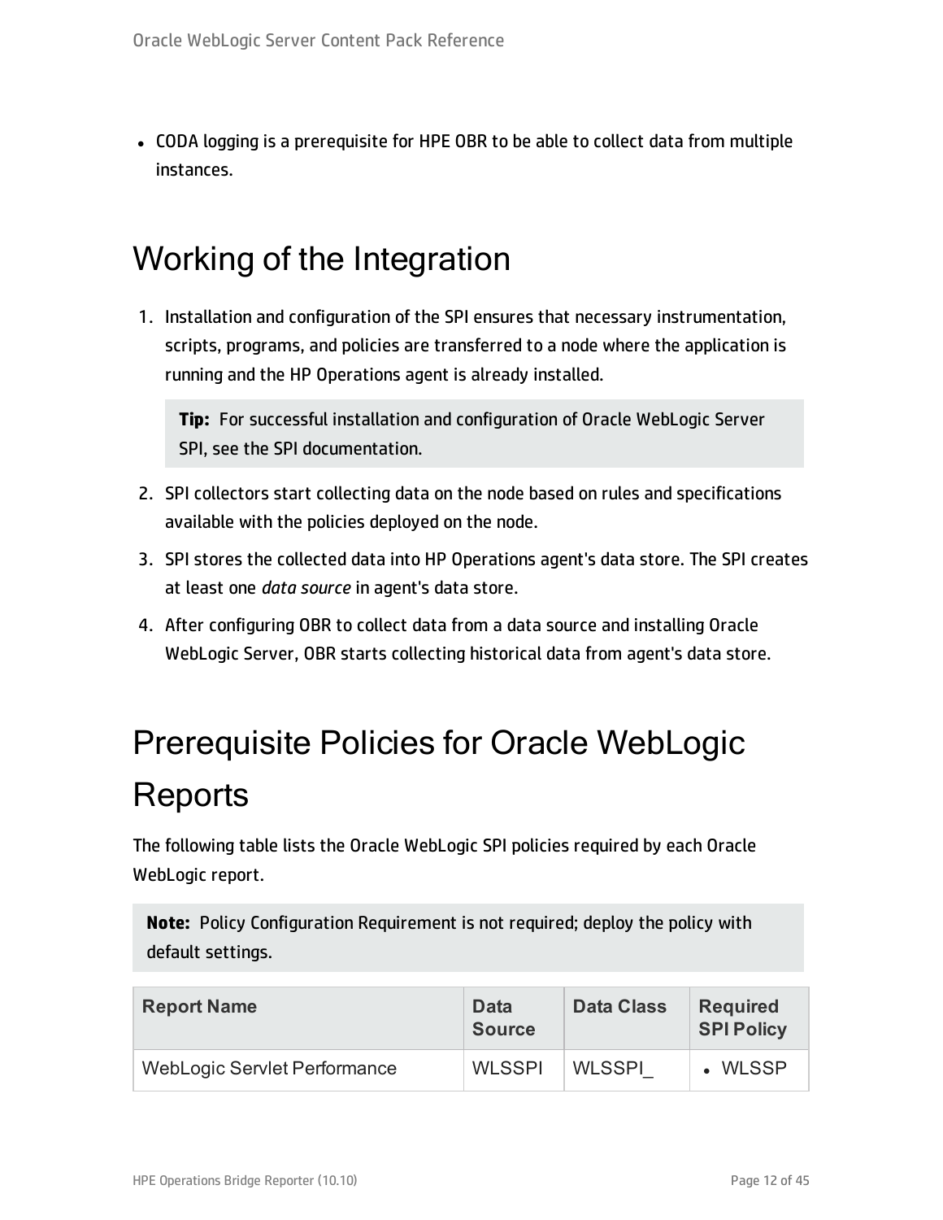- CODA logging is a prerequisite for HPE OBR to be able to collect data from multiple instances.

# Working of the Integration

1. Installation and configuration of the SPI ensures that necessary instrumentation, scripts, programs, and policies are transferred to a node where the application is running and the HP Operations agent is already installed.

   > **Tip:** For successful installation and configuration of Oracle WebLogic Server SPI, see the SPI documentation.

2. SPI collectors start collecting data on the node based on rules and specifications available with the policies deployed on the node.
3. SPI stores the collected data into HP Operations agent's data store. The SPI creates at least one *data source* in agent's data store.
4. After configuring OBR to collect data from a data source and installing Oracle WebLogic Server, OBR starts collecting historical data from agent's data store.

# Prerequisite Policies for Oracle WebLogic Reports

The following table lists the Oracle WebLogic SPI policies required by each Oracle WebLogic report.

> **Note:** Policy Configuration Requirement is not required; deploy the policy with default settings.

| Report Name | Data Source | Data Class | Required SPI Policy |
| --- | --- | --- | --- |
| WebLogic Servlet Performance | WLSSPI | WLSSPI_ | • WLSSP |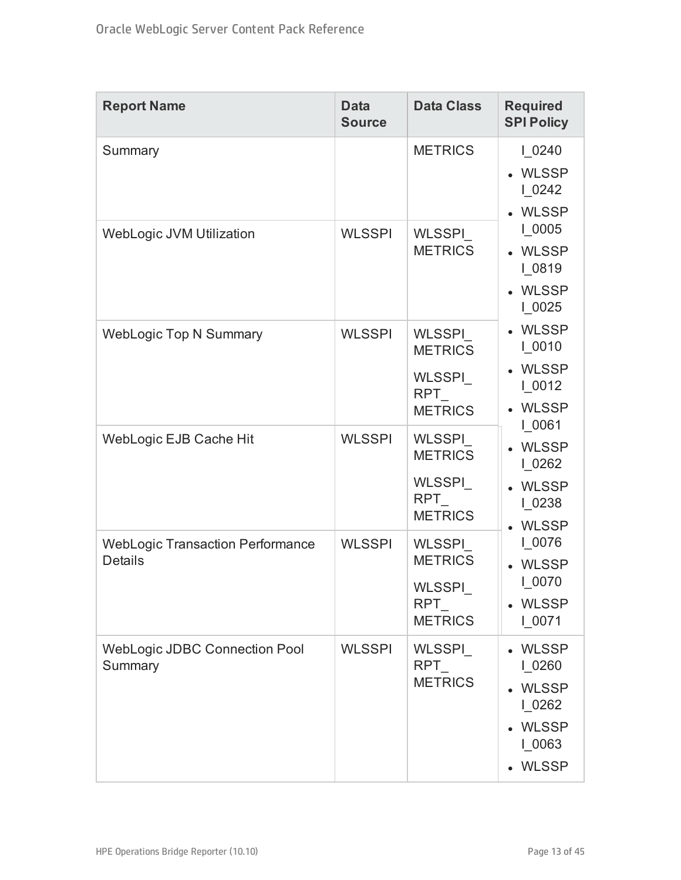| Report Name | Data Source | Data Class | Required SPI Policy |
|---|---|---|---|
| Summary | | METRICS | I_0240<br>• WLSSPI_0242<br>• WLSSPI_0005<br>• WLSSPI_0819<br>• WLSSPI_0025<br>• WLSSPI_0010<br>• WLSSPI_0012<br>• WLSSPI_0061<br>• WLSSPI_0262<br>• WLSSPI_0238<br>• WLSSPI_0076<br>• WLSSPI_0070<br>• WLSSPI_0071 |
| WebLogic JVM Utilization | WLSSPI | WLSSPI_METRICS | |
| WebLogic Top N Summary | WLSSPI | WLSSPI_METRICS<br>WLSSPI_RPT_METRICS | |
| WebLogic EJB Cache Hit | WLSSPI | WLSSPI_METRICS<br>WLSSPI_RPT_METRICS | |
| WebLogic Transaction Performance Details | WLSSPI | WLSSPI_METRICS<br>WLSSPI_RPT_METRICS | |
| WebLogic JDBC Connection Pool Summary | WLSSPI | WLSSPI_RPT_METRICS | • WLSSPI_0260<br>• WLSSPI_0262<br>• WLSSPI_0063<br>• WLSSP |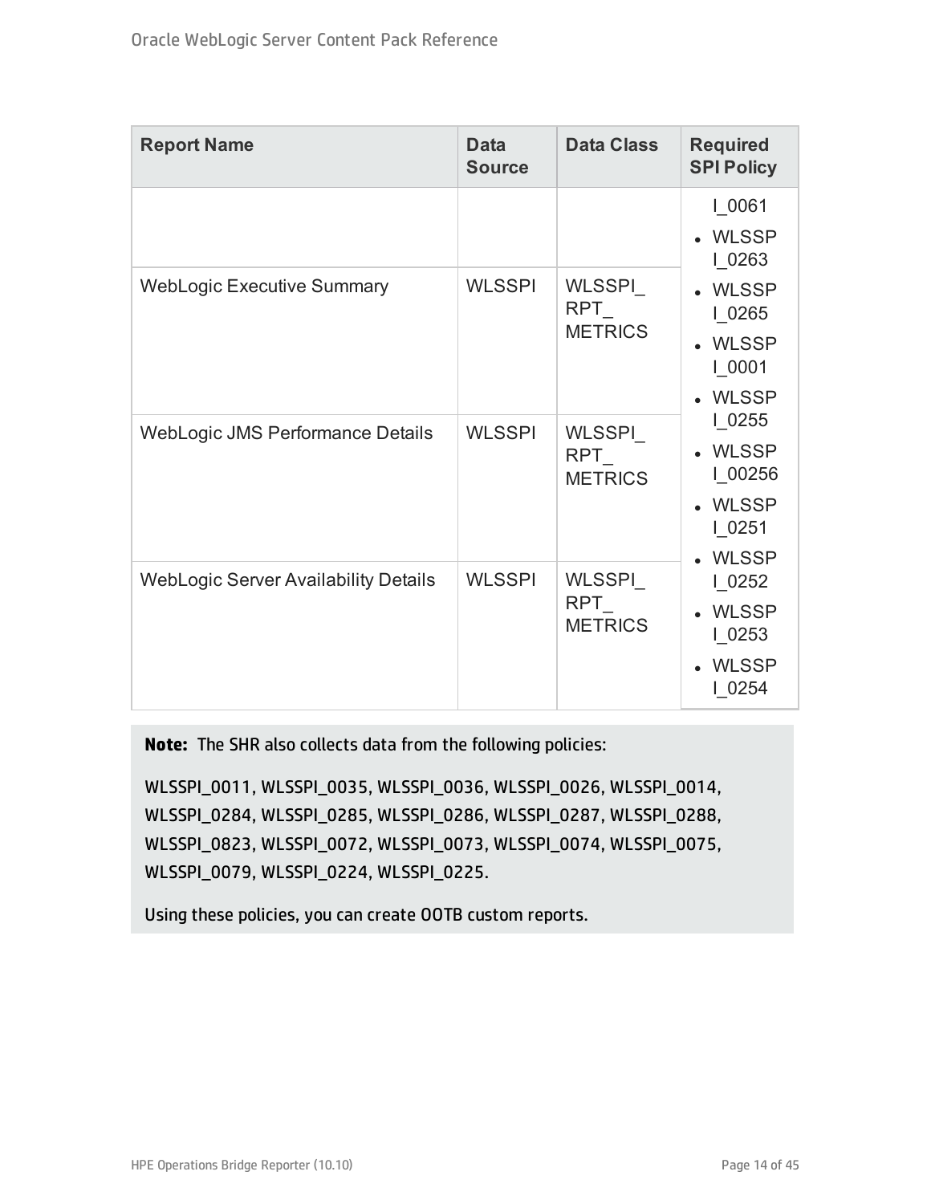| Report Name | Data Source | Data Class | Required SPI Policy |
| --- | --- | --- | --- |
| | | | I_0061<br>• WLSSPI_0263<br>• WLSSPI_0265<br>• WLSSPI_0001<br>• WLSSPI_0255<br>• WLSSPI_00256<br>• WLSSPI_0251<br>• WLSSPI_0252<br>• WLSSPI_0253<br>• WLSSPI_0254 |
| WebLogic Executive Summary | WLSSPI | WLSSPI_RPT_METRICS | |
| WebLogic JMS Performance Details | WLSSPI | WLSSPI_RPT_METRICS | |
| WebLogic Server Availability Details | WLSSPI | WLSSPI_RPT_METRICS | |

> **Note:** The SHR also collects data from the following policies:
>
> WLSSPI_0011, WLSSPI_0035, WLSSPI_0036, WLSSPI_0026, WLSSPI_0014, WLSSPI_0284, WLSSPI_0285, WLSSPI_0286, WLSSPI_0287, WLSSPI_0288, WLSSPI_0823, WLSSPI_0072, WLSSPI_0073, WLSSPI_0074, WLSSPI_0075, WLSSPI_0079, WLSSPI_0224, WLSSPI_0225.
>
> Using these policies, you can create OOTB custom reports.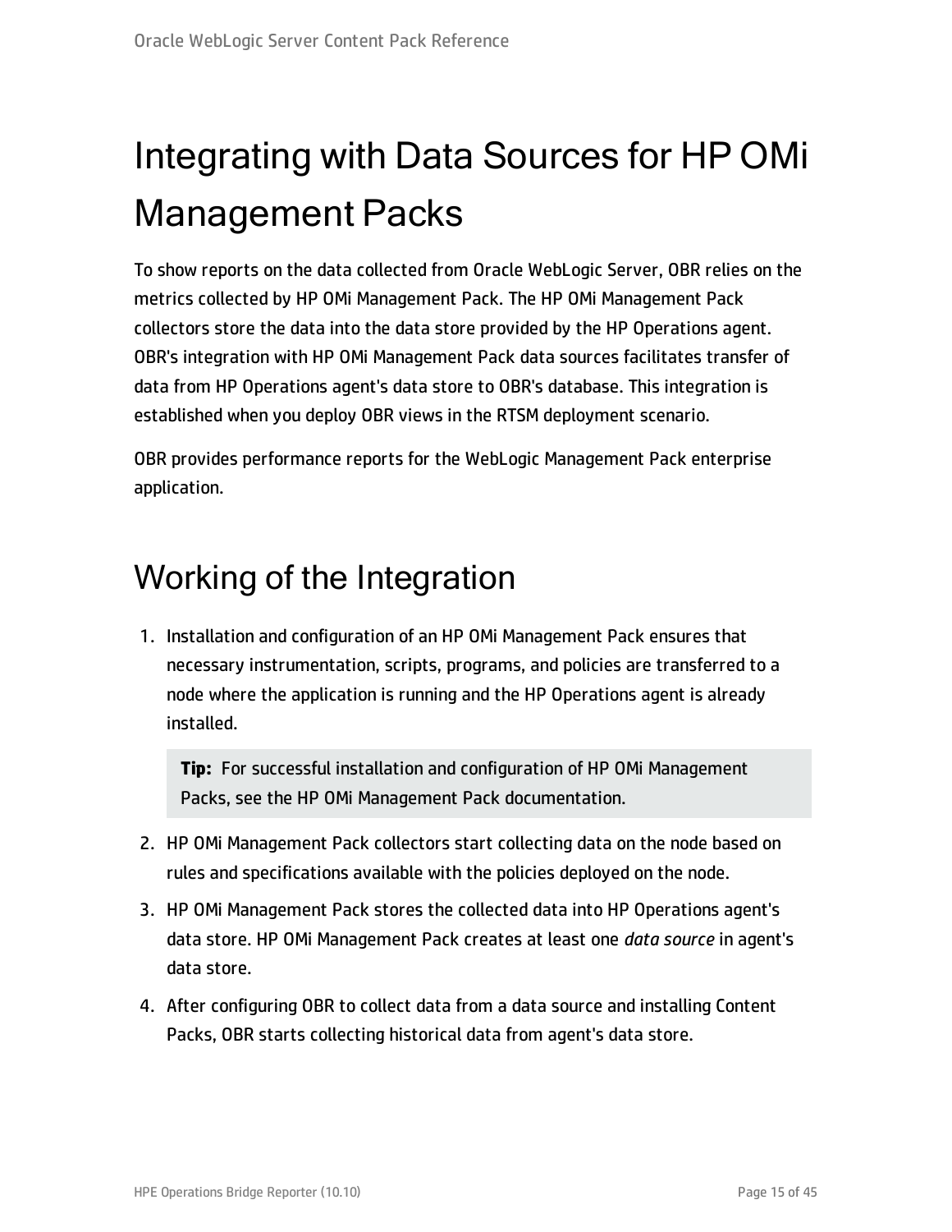# Integrating with Data Sources for HP OMi Management Packs

To show reports on the data collected from Oracle WebLogic Server, OBR relies on the metrics collected by HP OMi Management Pack. The HP OMi Management Pack collectors store the data into the data store provided by the HP Operations agent. OBR's integration with HP OMi Management Pack data sources facilitates transfer of data from HP Operations agent's data store to OBR's database. This integration is established when you deploy OBR views in the RTSM deployment scenario.

OBR provides performance reports for the WebLogic Management Pack enterprise application.

## Working of the Integration

1. Installation and configuration of an HP OMi Management Pack ensures that necessary instrumentation, scripts, programs, and policies are transferred to a node where the application is running and the HP Operations agent is already installed.

   > **Tip:** For successful installation and configuration of HP OMi Management Packs, see the HP OMi Management Pack documentation.

2. HP OMi Management Pack collectors start collecting data on the node based on rules and specifications available with the policies deployed on the node.
3. HP OMi Management Pack stores the collected data into HP Operations agent's data store. HP OMi Management Pack creates at least one *data source* in agent's data store.
4. After configuring OBR to collect data from a data source and installing Content Packs, OBR starts collecting historical data from agent's data store.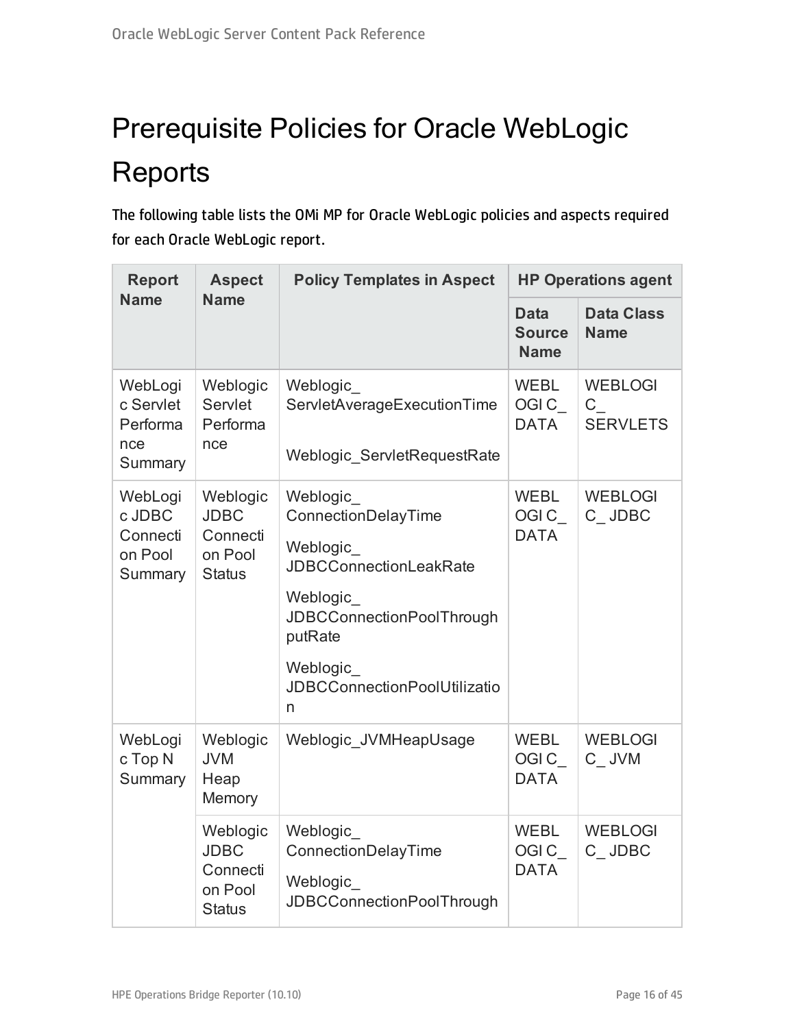# Prerequisite Policies for Oracle WebLogic Reports

The following table lists the OMi MP for Oracle WebLogic policies and aspects required for each Oracle WebLogic report.

| Report Name | Aspect Name | Policy Templates in Aspect | HP Operations agent | |
|---|---|---|---|---|
| | | | Data Source Name | Data Class Name |
| WebLogic Servlet Performance Summary | Weblogic Servlet Performance | Weblogic_ServletAverageExecutionTime<br><br>Weblogic_ServletRequestRate | WEBLOGIC_DATA | WEBLOGIC_SERVLETS |
| WebLogic JDBC Connection Pool Summary | Weblogic JDBC Connection Pool Status | Weblogic_ConnectionDelayTime<br><br>Weblogic_JDBCConnectionLeakRate<br><br>Weblogic_JDBCConnectionPoolThroughputRate<br><br>Weblogic_JDBCConnectionPoolUtilization | WEBLOGIC_DATA | WEBLOGIC_JDBC |
| WebLogic Top N Summary | Weblogic JVM Heap Memory | Weblogic_JVMHeapUsage | WEBLOGIC_DATA | WEBLOGIC_JVM |
| | Weblogic JDBC Connection Pool Status | Weblogic_ConnectionDelayTime<br><br>Weblogic_JDBCConnectionPoolThrough | WEBLOGIC_DATA | WEBLOGIC_JDBC |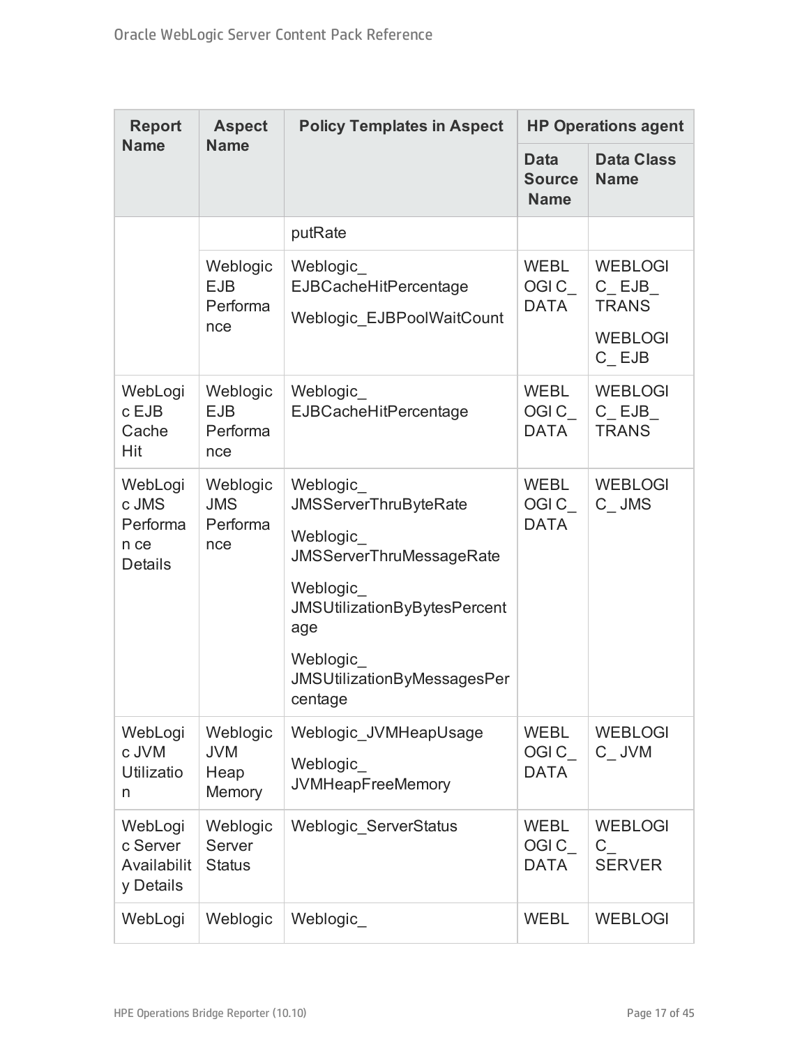| Report Name | Aspect Name | Policy Templates in Aspect | HP Operations agent | |
|---|---|---|---|---|
| | | | Data Source Name | Data Class Name |
| | | putRate | | |
| | Weblogic EJB Performance | Weblogic_EJBCacheHitPercentage<br>Weblogic_EJBPoolWaitCount | WEBLOGIC_DATA | WEBLOGIC_EJB_TRANS<br>WEBLOGIC_EJB |
| WebLogic EJB Cache Hit | Weblogic EJB Performance | Weblogic_EJBCacheHitPercentage | WEBLOGIC_DATA | WEBLOGIC_EJB_TRANS |
| WebLogic JMS Performance Details | Weblogic JMS Performance | Weblogic_JMSServerThruByteRate<br>Weblogic_JMSServerThruMessageRate<br>Weblogic_JMSUtilizationByBytesPercentage<br>Weblogic_JMSUtilizationByMessagesPercentage | WEBLOGIC_DATA | WEBLOGIC_JMS |
| WebLogic JVM Utilization | Weblogic JVM Heap Memory | Weblogic_JVMHeapUsage<br>Weblogic_JVMHeapFreeMemory | WEBLOGIC_DATA | WEBLOGIC_JVM |
| WebLogic Server Availability Details | Weblogic Server Status | Weblogic_ServerStatus | WEBLOGIC_DATA | WEBLOGIC_SERVER |
| WebLogi | Weblogic | Weblogic_ | WEBL | WEBLOGI |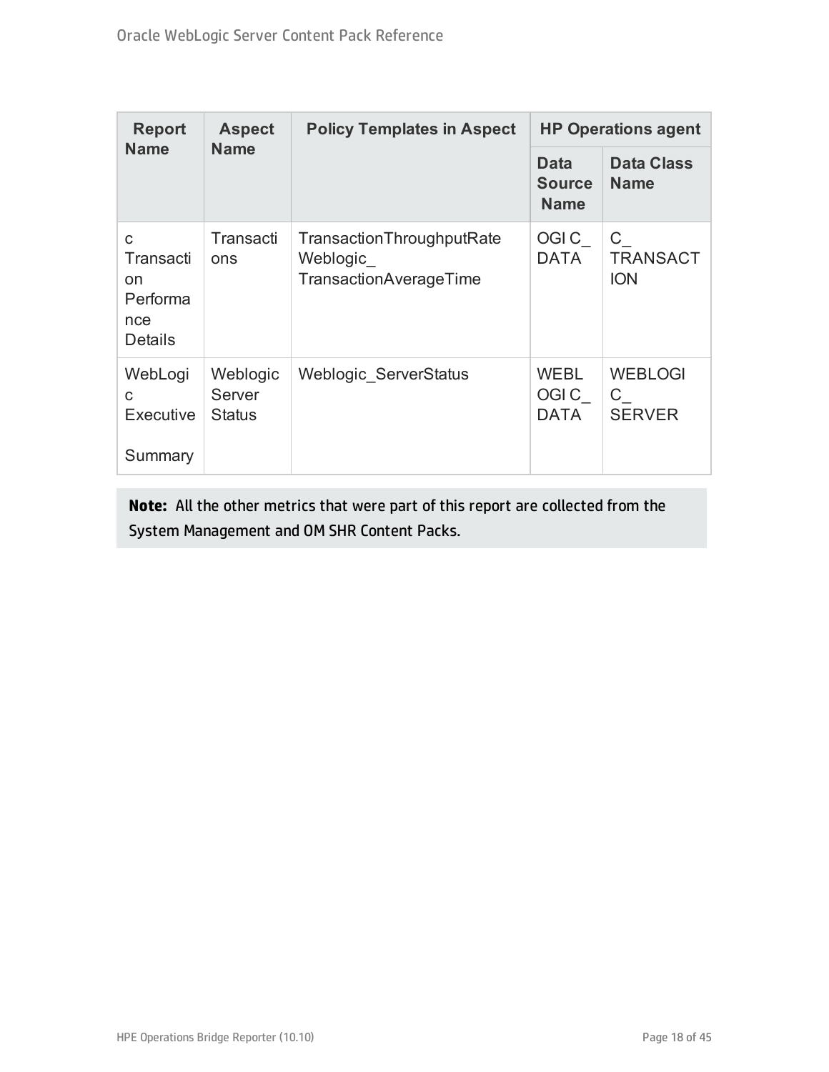| Report Name | Aspect Name | Policy Templates in Aspect | HP Operations agent | |
|---|---|---|---|---|
| | | | Data Source Name | Data Class Name |
| c Transaction Performance Details | Transactions | TransactionThroughputRate Weblogic_ TransactionAverageTime | OGI C_ DATA | C_ TRANSACTION |
| WebLogic Executive Summary | Weblogic Server Status | Weblogic_ServerStatus | WEBLOGI C_ DATA | WEBLOGI C_ SERVER |

**Note:** All the other metrics that were part of this report are collected from the System Management and OM SHR Content Packs.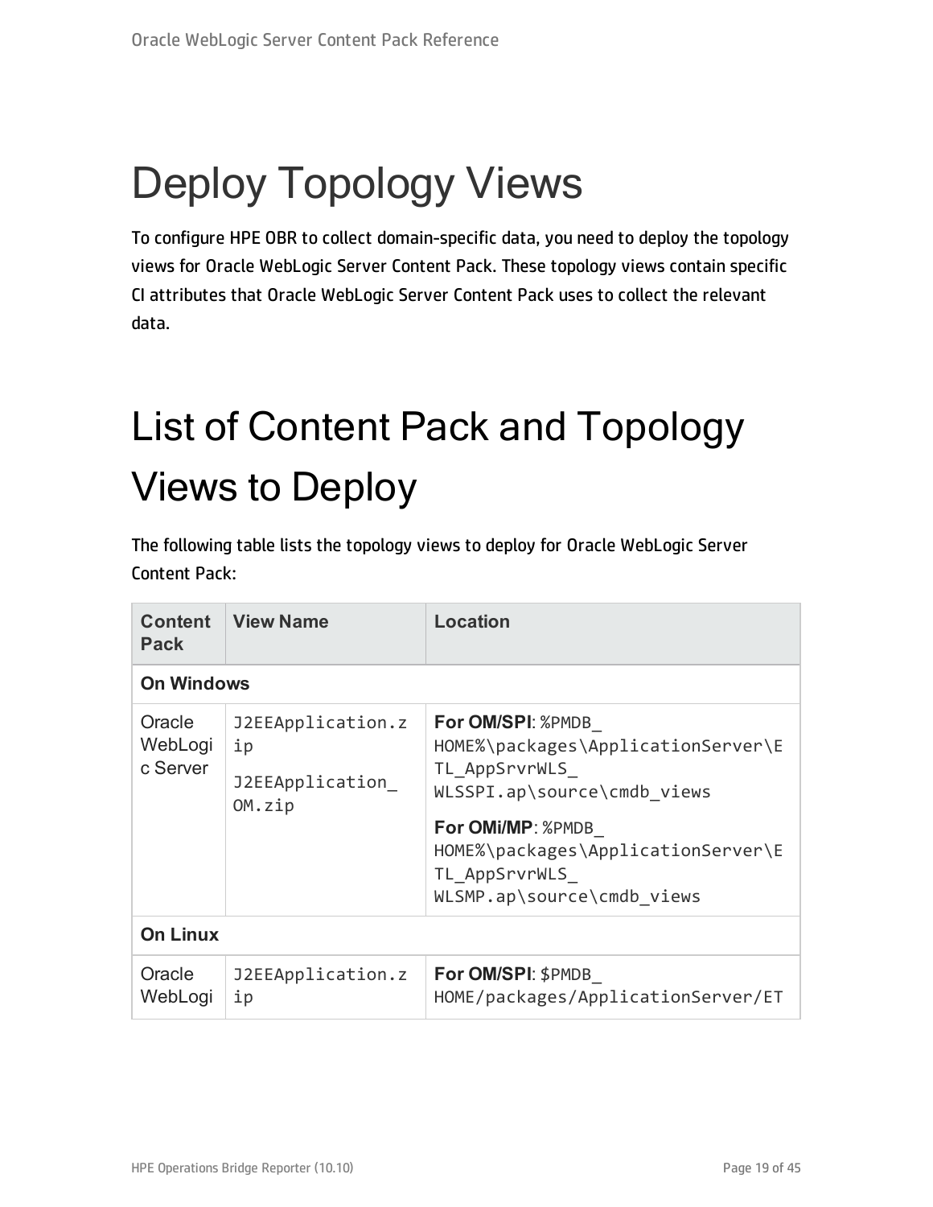# Deploy Topology Views

To configure HPE OBR to collect domain-specific data, you need to deploy the topology views for Oracle WebLogic Server Content Pack. These topology views contain specific CI attributes that Oracle WebLogic Server Content Pack uses to collect the relevant data.

# List of Content Pack and Topology Views to Deploy

The following table lists the topology views to deploy for Oracle WebLogic Server Content Pack:

| Content Pack | View Name | Location |
|---|---|---|
| **On Windows** | | |
| Oracle WebLogic Server | `J2EEApplication.zip`<br>`J2EEApplication_OM.zip` | **For OM/SPI**: `%PMDB_HOME%\packages\ApplicationServer\ETL_AppSrvrWLS_WLSSPI.ap\source\cmdb_views`<br>**For OMi/MP**: `%PMDB_HOME%\packages\ApplicationServer\ETL_AppSrvrWLS_WLSMP.ap\source\cmdb_views` |
| **On Linux** | | |
| Oracle WebLogi | `J2EEApplication.zip` | **For OM/SPI**: `$PMDB_HOME/packages/ApplicationServer/ET` |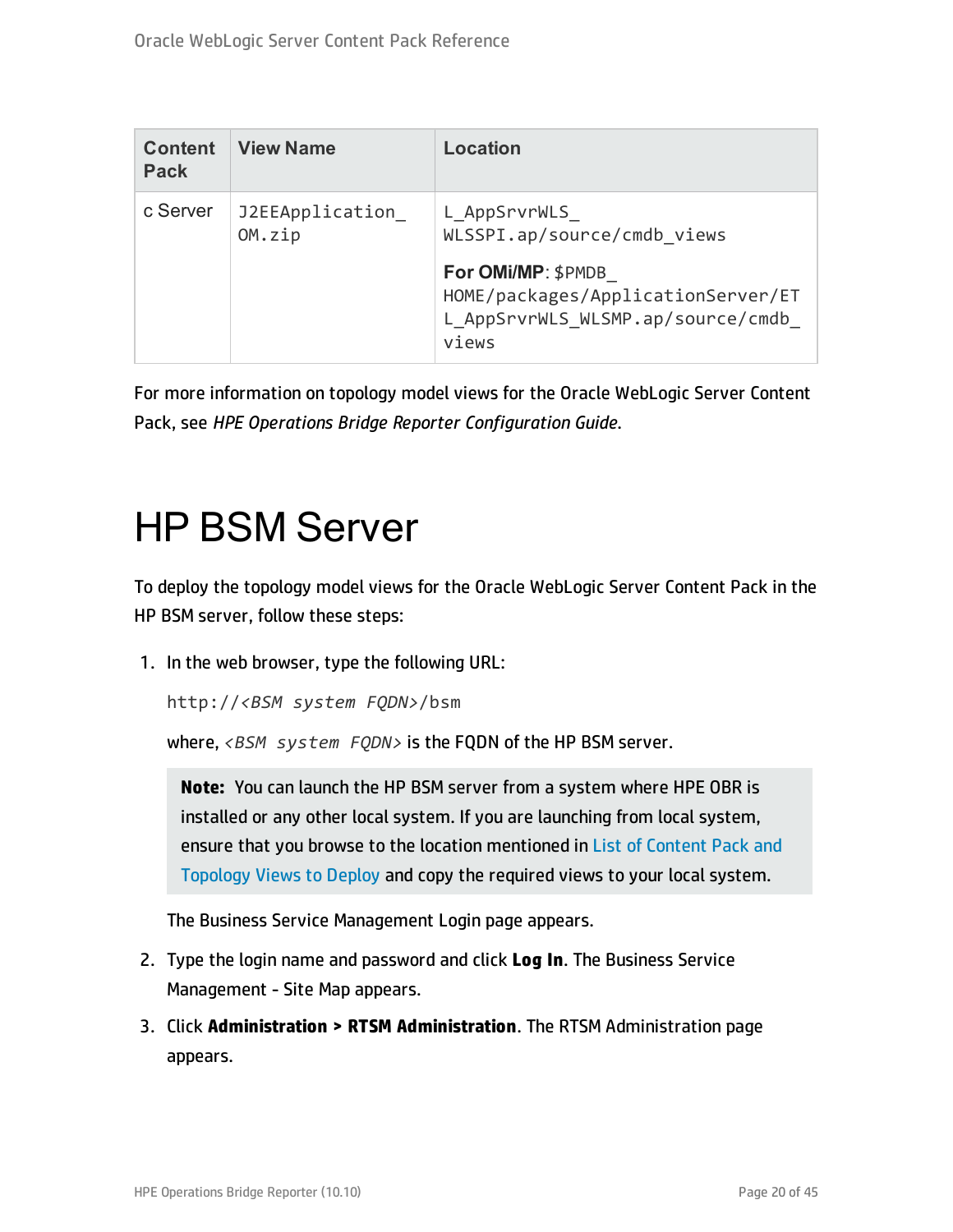| Content Pack | View Name | Location |
|---|---|---|
| c Server | J2EEApplication_OM.zip | L_AppSrvrWLS_WLSSPI.ap/source/cmdb_views<br>**For OMi/MP**: $PMDB_HOME/packages/ApplicationServer/ETL_AppSrvrWLS_WLSMP.ap/source/cmdb_views |

For more information on topology model views for the Oracle WebLogic Server Content Pack, see *HPE Operations Bridge Reporter Configuration Guide*.

# HP BSM Server

To deploy the topology model views for the Oracle WebLogic Server Content Pack in the HP BSM server, follow these steps:

1. In the web browser, type the following URL:

   http://*<BSM system FQDN>*/bsm

   where, *<BSM system FQDN>* is the FQDN of the HP BSM server.

   > **Note:** You can launch the HP BSM server from a system where HPE OBR is installed or any other local system. If you are launching from local system, ensure that you browse to the location mentioned in List of Content Pack and Topology Views to Deploy and copy the required views to your local system.

   The Business Service Management Login page appears.

2. Type the login name and password and click **Log In**. The Business Service Management - Site Map appears.
3. Click **Administration > RTSM Administration**. The RTSM Administration page appears.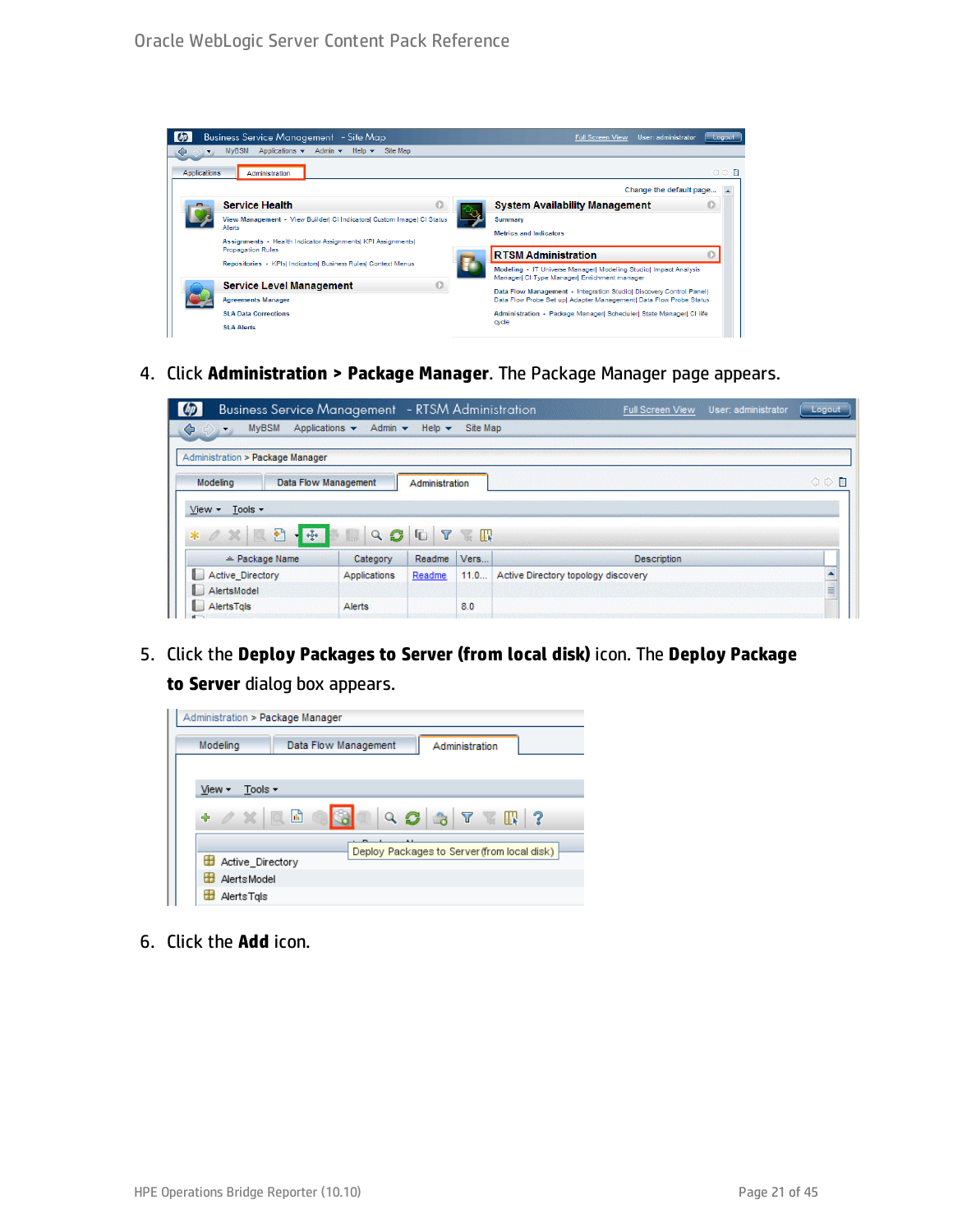4. Click **Administration > Package Manager**. The Package Manager page appears.

5. Click the **Deploy Packages to Server (from local disk)** icon. The **Deploy Package to Server** dialog box appears.

6. Click the **Add** icon.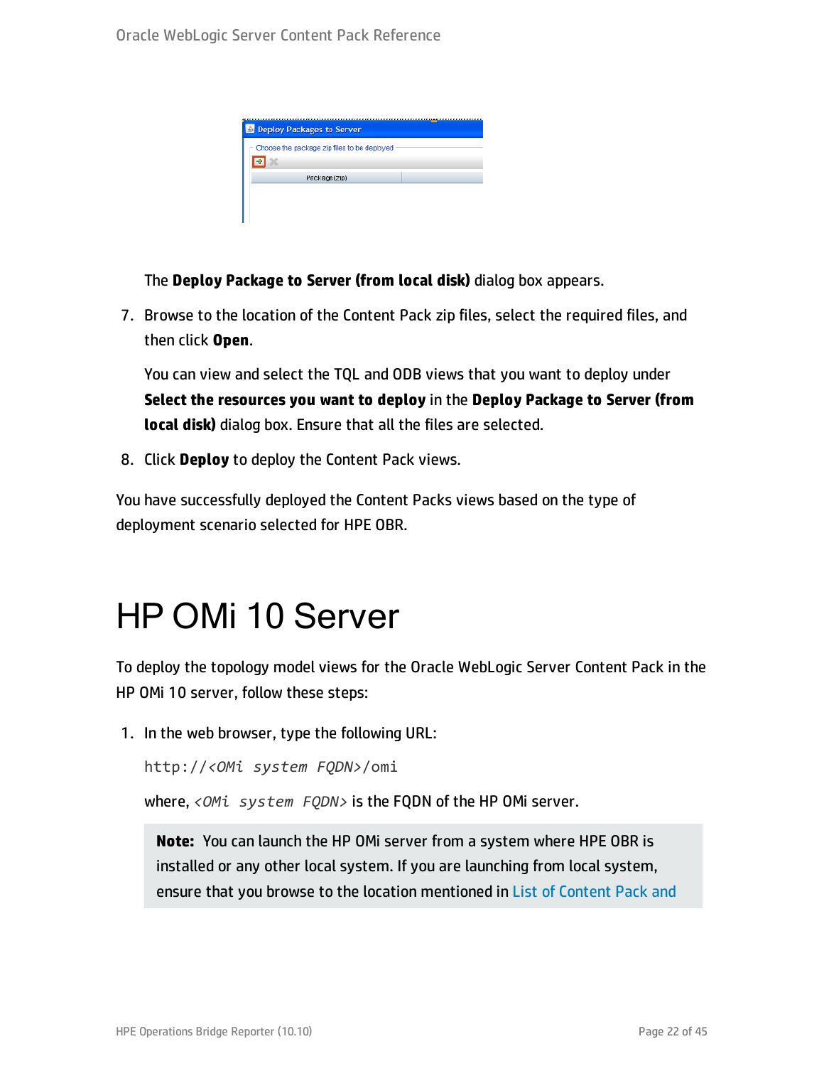The **Deploy Package to Server (from local disk)** dialog box appears.

7. Browse to the location of the Content Pack zip files, select the required files, and then click **Open**.

   You can view and select the TQL and ODB views that you want to deploy under **Select the resources you want to deploy** in the **Deploy Package to Server (from local disk)** dialog box. Ensure that all the files are selected.

8. Click **Deploy** to deploy the Content Pack views.

You have successfully deployed the Content Packs views based on the type of deployment scenario selected for HPE OBR.

# HP OMi 10 Server

To deploy the topology model views for the Oracle WebLogic Server Content Pack in the HP OMi 10 server, follow these steps:

1. In the web browser, type the following URL:

   `http://<OMi system FQDN>/omi`

   where, *<OMi system FQDN>* is the FQDN of the HP OMi server.

   > **Note:** You can launch the HP OMi server from a system where HPE OBR is installed or any other local system. If you are launching from local system, ensure that you browse to the location mentioned in List of Content Pack and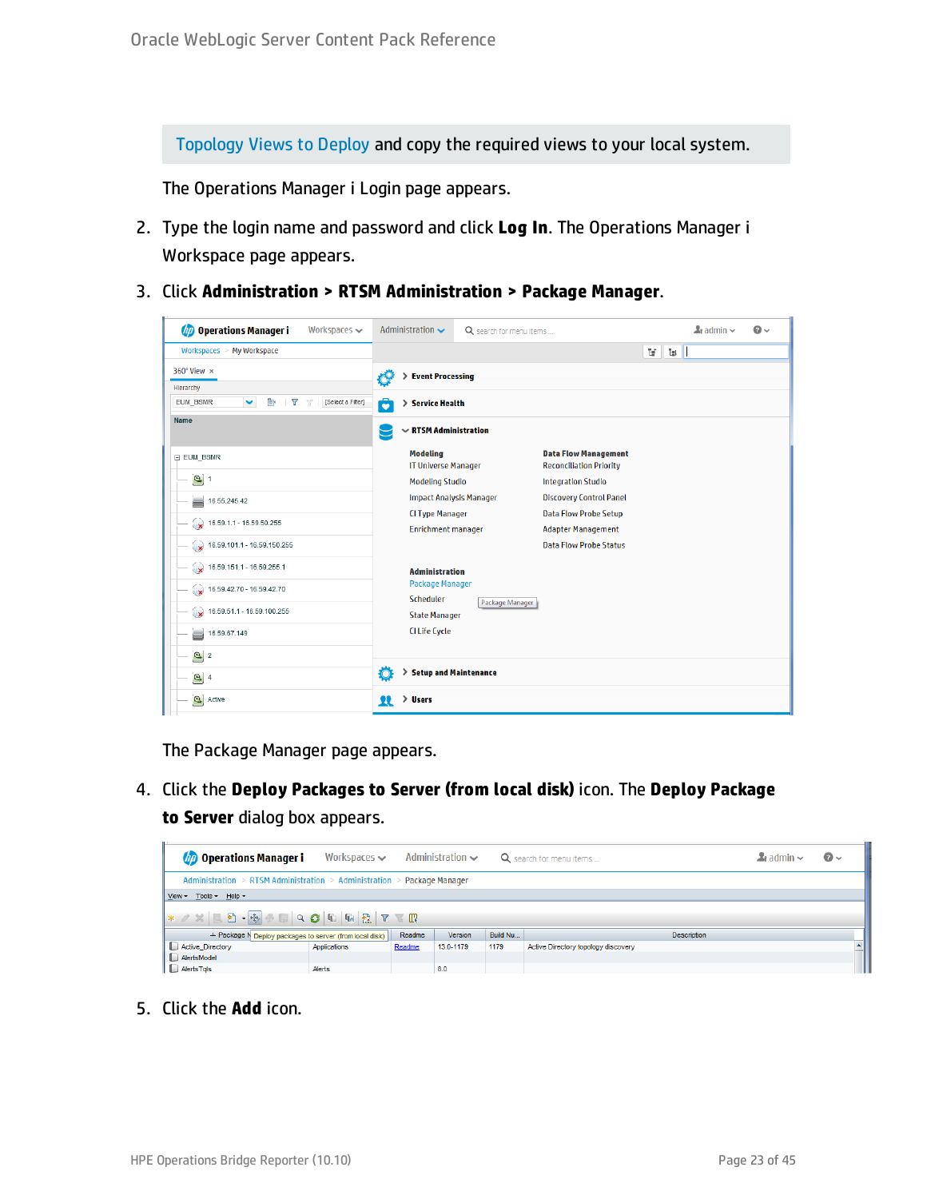Topology Views to Deploy and copy the required views to your local system.

The Operations Manager i Login page appears.

2. Type the login name and password and click **Log In**. The Operations Manager i Workspace page appears.
3. Click **Administration > RTSM Administration > Package Manager**.

   The Package Manager page appears.

4. Click the **Deploy Packages to Server (from local disk)** icon. The **Deploy Package to Server** dialog box appears.
5. Click the **Add** icon.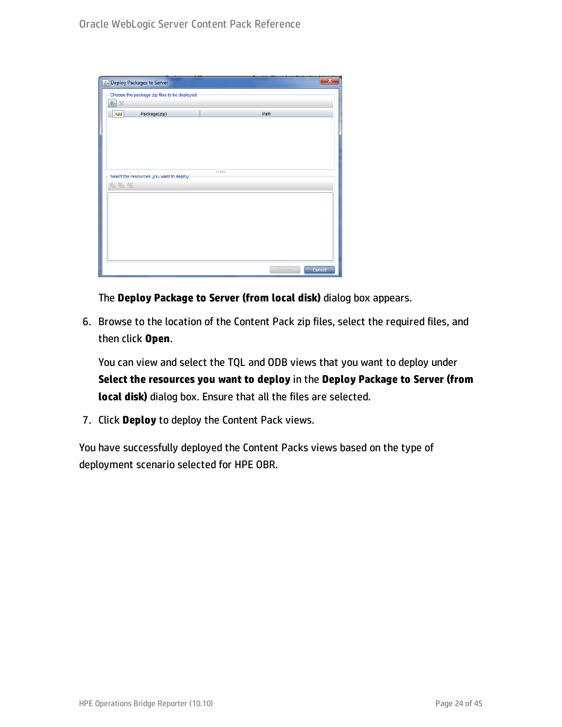The **Deploy Package to Server (from local disk)** dialog box appears.

6. Browse to the location of the Content Pack zip files, select the required files, and then click **Open**.

   You can view and select the TQL and ODB views that you want to deploy under **Select the resources you want to deploy** in the **Deploy Package to Server (from local disk)** dialog box. Ensure that all the files are selected.

7. Click **Deploy** to deploy the Content Pack views.

You have successfully deployed the Content Packs views based on the type of deployment scenario selected for HPE OBR.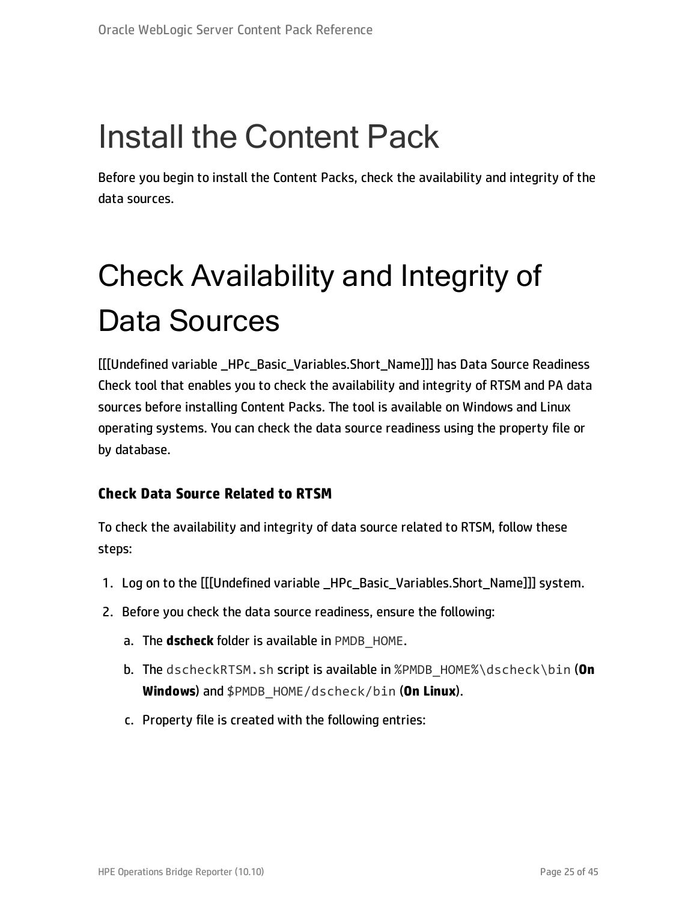# Install the Content Pack

Before you begin to install the Content Packs, check the availability and integrity of the data sources.

# Check Availability and Integrity of Data Sources

[[[Undefined variable _HPc_Basic_Variables.Short_Name]]] has Data Source Readiness Check tool that enables you to check the availability and integrity of RTSM and PA data sources before installing Content Packs. The tool is available on Windows and Linux operating systems. You can check the data source readiness using the property file or by database.

### Check Data Source Related to RTSM

To check the availability and integrity of data source related to RTSM, follow these steps:

1. Log on to the [[[Undefined variable _HPc_Basic_Variables.Short_Name]]] system.
2. Before you check the data source readiness, ensure the following:
   a. The **dscheck** folder is available in `PMDB_HOME`.
   b. The `dscheckRTSM.sh` script is available in `%PMDB_HOME%\dscheck\bin` (**On Windows**) and `$PMDB_HOME/dscheck/bin` (**On Linux**).
   c. Property file is created with the following entries: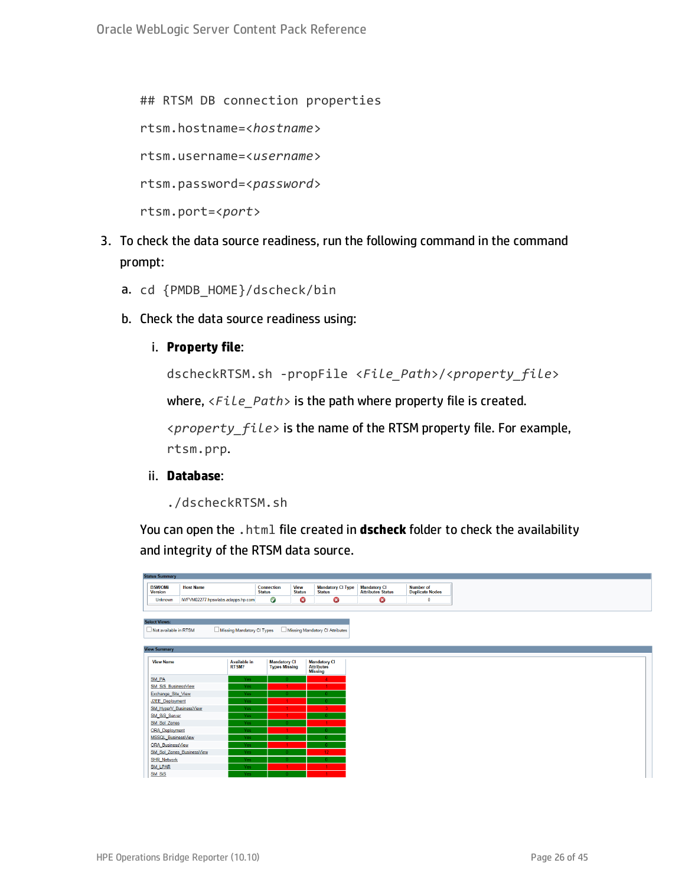```
## RTSM DB connection properties
rtsm.hostname=<hostname>
rtsm.username=<username>
rtsm.password=<password>
rtsm.port=<port>
```

3. To check the data source readiness, run the following command in the command prompt:

   a. `cd {PMDB_HOME}/dscheck/bin`

   b. Check the data source readiness using:

      i. **Property file**:

      `dscheckRTSM.sh -propFile <File_Path>/<property_file>`

      where, `<File_Path>` is the path where property file is created.

      `<property_file>` is the name of the RTSM property file. For example, `rtsm.prp`.

      ii. **Database**:

      `./dscheckRTSM.sh`

   You can open the `.html` file created in **dscheck** folder to check the availability and integrity of the RTSM data source.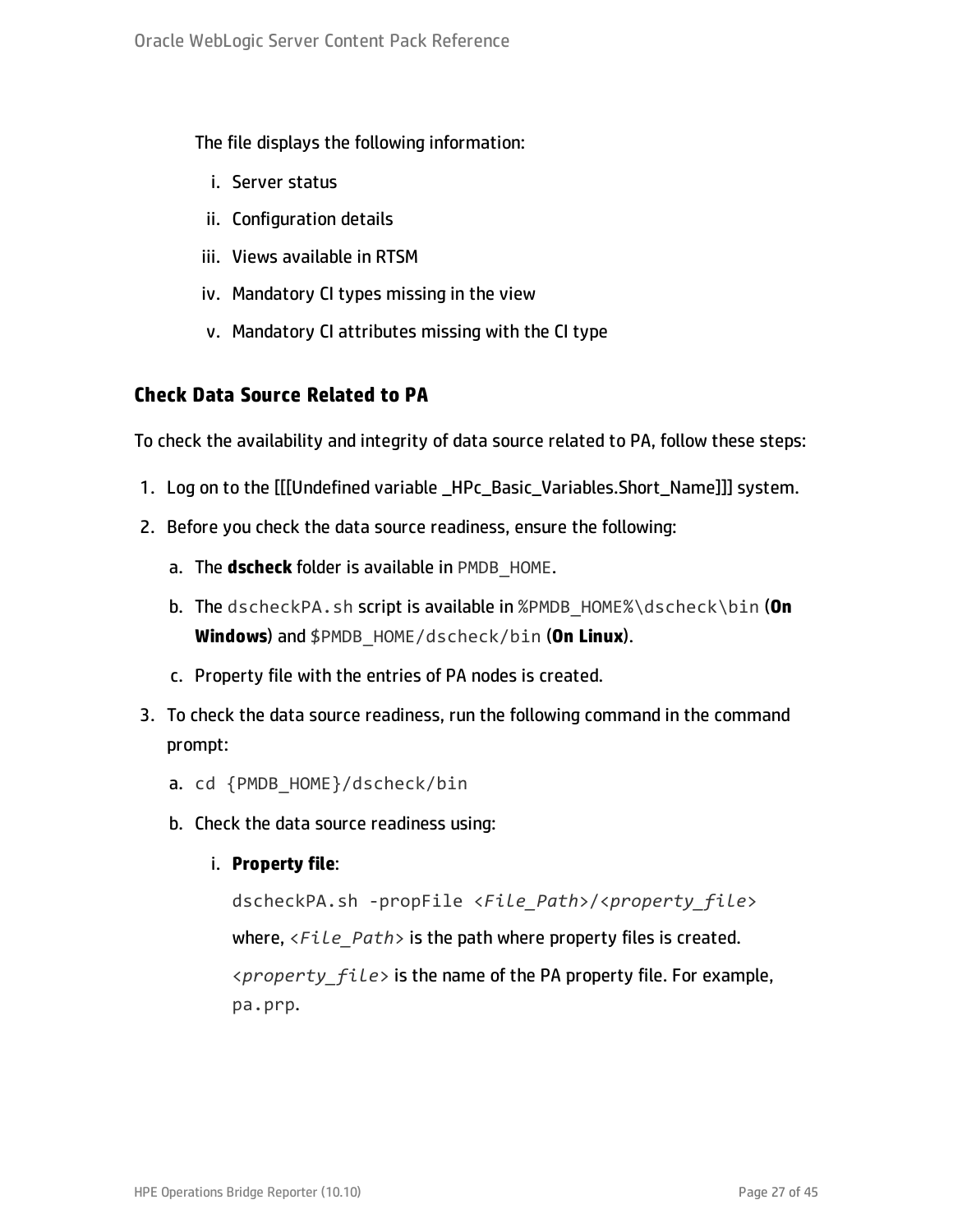The file displays the following information:

i. Server status
ii. Configuration details
iii. Views available in RTSM
iv. Mandatory CI types missing in the view
v. Mandatory CI attributes missing with the CI type

### Check Data Source Related to PA

To check the availability and integrity of data source related to PA, follow these steps:

1. Log on to the [[[Undefined variable _HPc_Basic_Variables.Short_Name]]] system.
2. Before you check the data source readiness, ensure the following:
   a. The **dscheck** folder is available in `PMDB_HOME`.
   b. The `dscheckPA.sh` script is available in `%PMDB_HOME%\dscheck\bin` (**On Windows**) and `$PMDB_HOME/dscheck/bin` (**On Linux**).
   c. Property file with the entries of PA nodes is created.
3. To check the data source readiness, run the following command in the command prompt:
   a. `cd {PMDB_HOME}/dscheck/bin`
   b. Check the data source readiness using:
      i. **Property file**:

         `dscheckPA.sh -propFile <File_Path>/<property_file>`

         where, *<File_Path>* is the path where property files is created.

         *<property_file>* is the name of the PA property file. For example, `pa.prp`.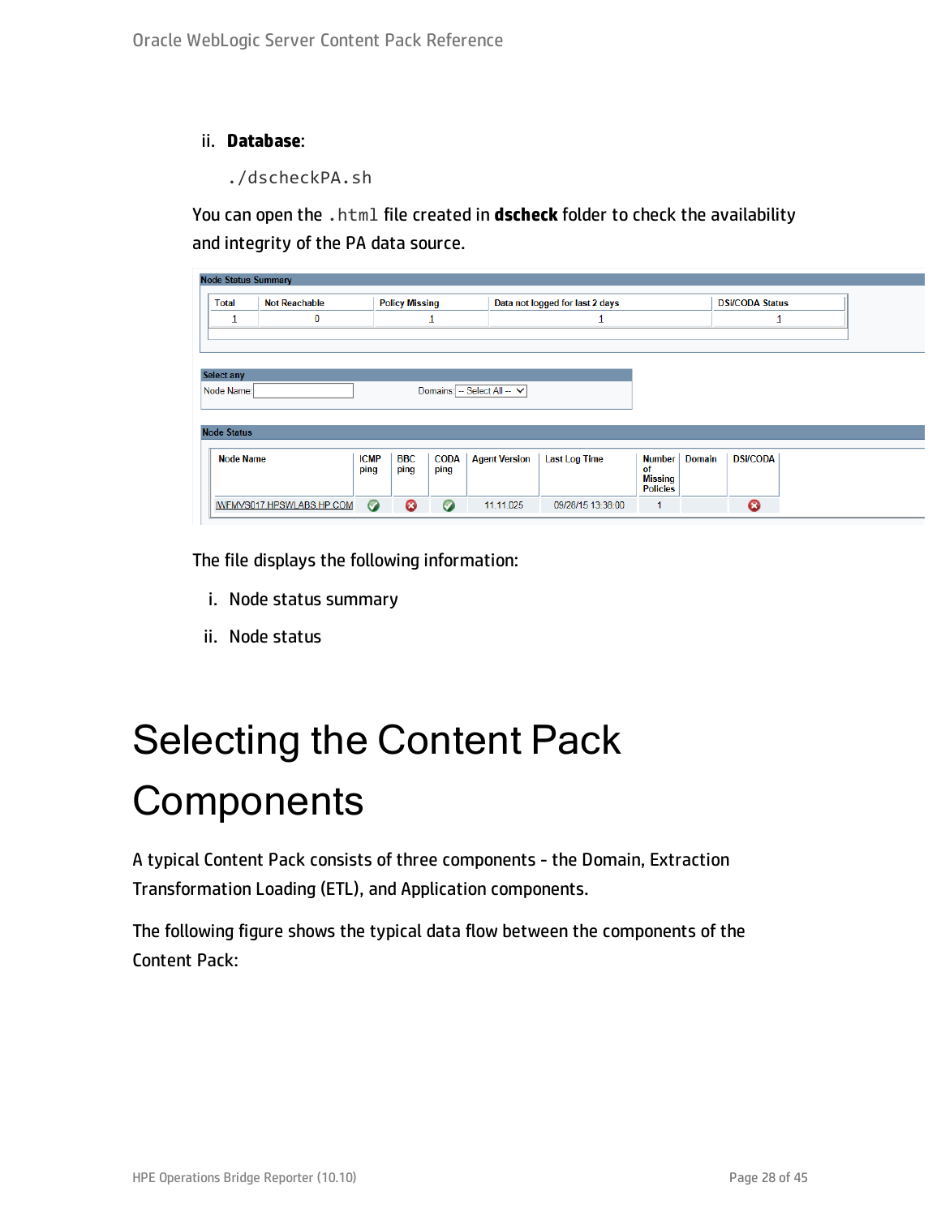ii. **Database**:

```
./dscheckPA.sh
```

You can open the `.html` file created in **dscheck** folder to check the availability and integrity of the PA data source.

**Node Status Summary**

| Total | Not Reachable | Policy Missing | Data not logged for last 2 days | DSI/CODA Status |
|---|---|---|---|---|
| 1 | 0 | 1 | 1 | 1 |

**Select any**

Node Name: Domains: -- Select All --

**Node Status**

| Node Name | ICMP ping | BBC ping | CODA ping | Agent Version | Last Log Time | Number of Missing Policies | Domain | DSI/CODA |
|---|---|---|---|---|---|---|---|---|
| IWFMVS017.HPSWLABS.HP.COM | ✔ | ✖ | ✔ | 11.11.025 | 09/28/15 13:38:00 | 1 | | ✖ |

The file displays the following information:

i. Node status summary

ii. Node status

# Selecting the Content Pack Components

A typical Content Pack consists of three components - the Domain, Extraction Transformation Loading (ETL), and Application components.

The following figure shows the typical data flow between the components of the Content Pack: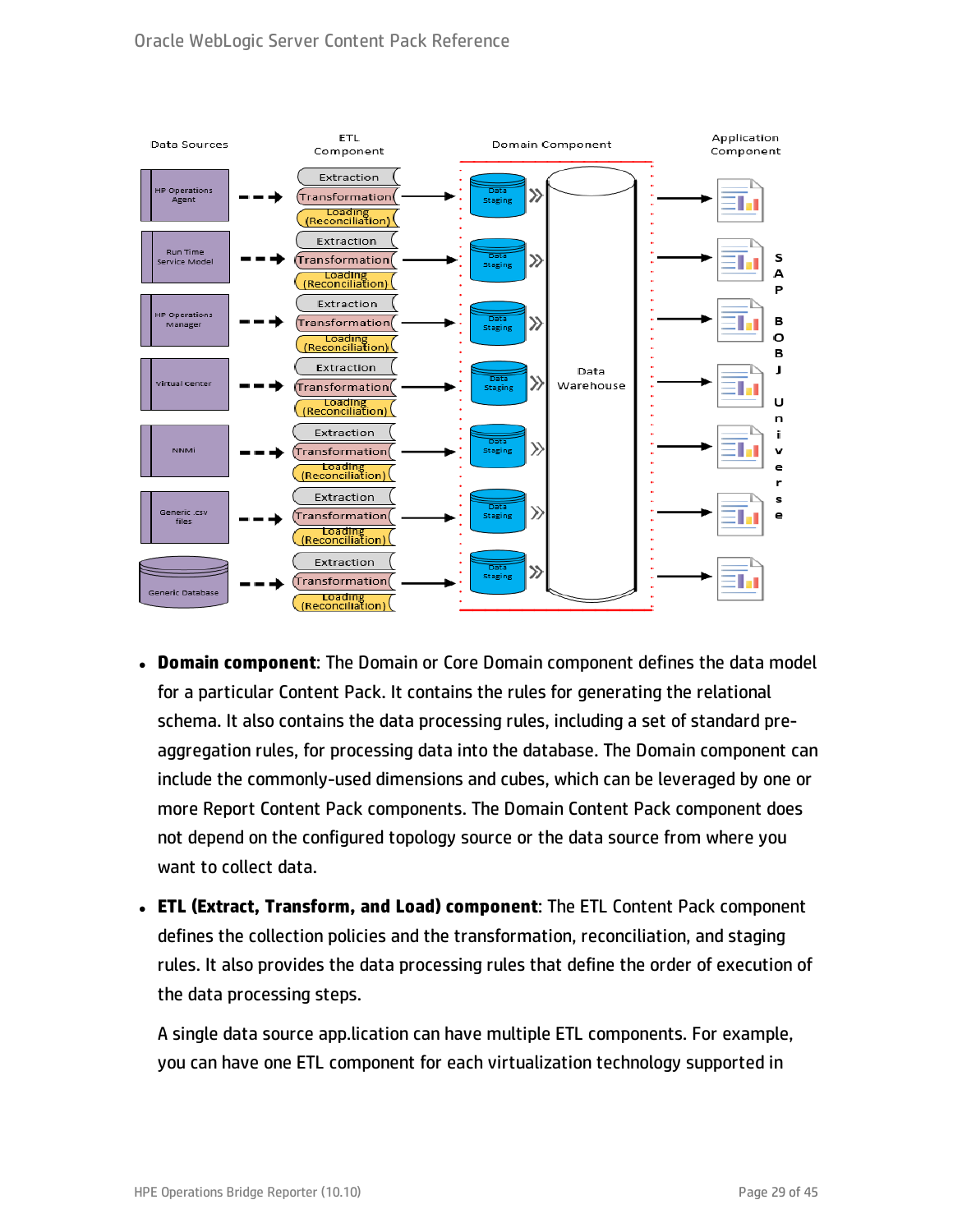- **Domain component**: The Domain or Core Domain component defines the data model for a particular Content Pack. It contains the rules for generating the relational schema. It also contains the data processing rules, including a set of standard pre-aggregation rules, for processing data into the database. The Domain component can include the commonly-used dimensions and cubes, which can be leveraged by one or more Report Content Pack components. The Domain Content Pack component does not depend on the configured topology source or the data source from where you want to collect data.
- **ETL (Extract, Transform, and Load) component**: The ETL Content Pack component defines the collection policies and the transformation, reconciliation, and staging rules. It also provides the data processing rules that define the order of execution of the data processing steps.

  A single data source app.lication can have multiple ETL components. For example, you can have one ETL component for each virtualization technology supported in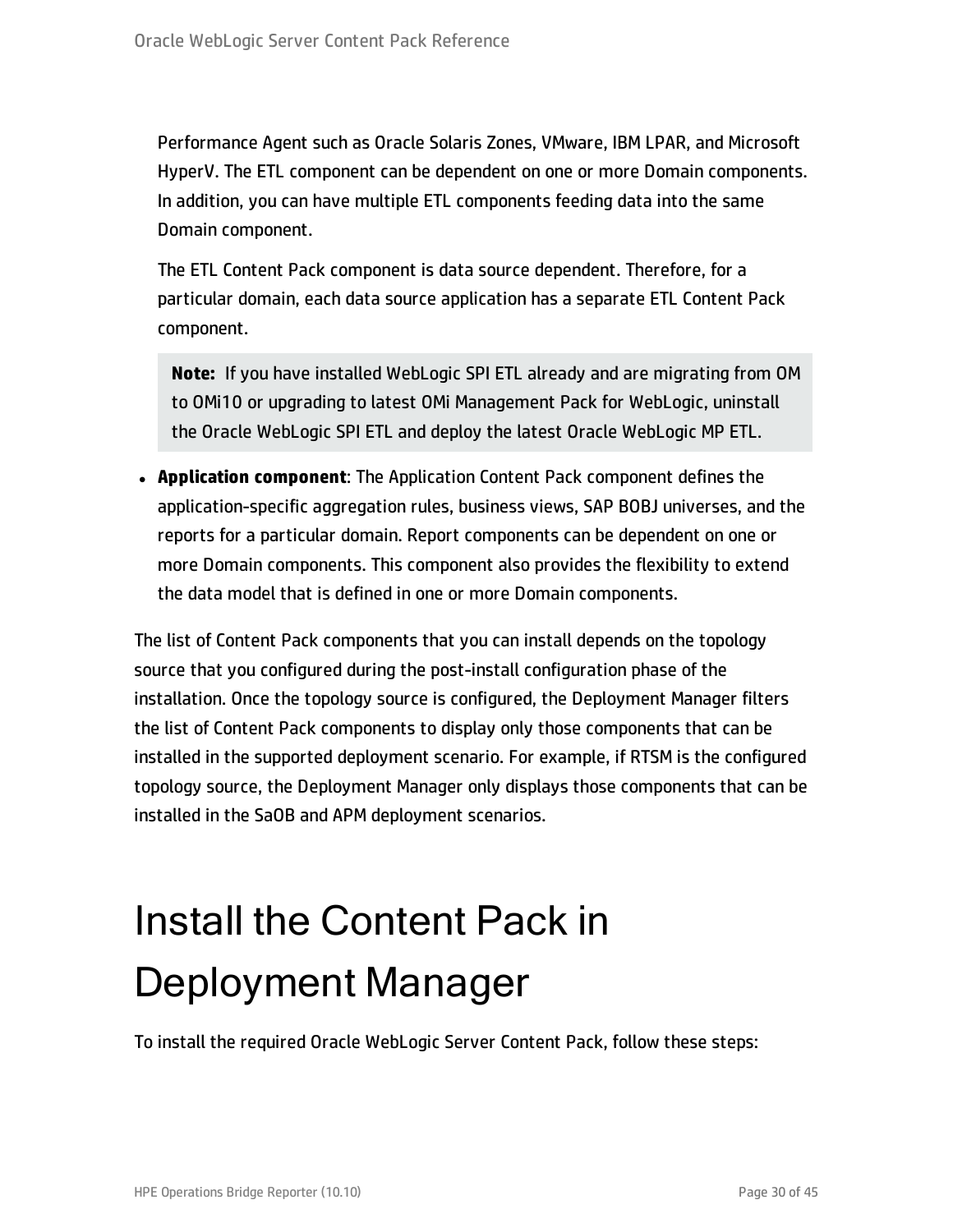Performance Agent such as Oracle Solaris Zones, VMware, IBM LPAR, and Microsoft HyperV. The ETL component can be dependent on one or more Domain components. In addition, you can have multiple ETL components feeding data into the same Domain component.

The ETL Content Pack component is data source dependent. Therefore, for a particular domain, each data source application has a separate ETL Content Pack component.

> **Note:** If you have installed WebLogic SPI ETL already and are migrating from OM to OMi10 or upgrading to latest OMi Management Pack for WebLogic, uninstall the Oracle WebLogic SPI ETL and deploy the latest Oracle WebLogic MP ETL.

- **Application component**: The Application Content Pack component defines the application-specific aggregation rules, business views, SAP BOBJ universes, and the reports for a particular domain. Report components can be dependent on one or more Domain components. This component also provides the flexibility to extend the data model that is defined in one or more Domain components.

The list of Content Pack components that you can install depends on the topology source that you configured during the post-install configuration phase of the installation. Once the topology source is configured, the Deployment Manager filters the list of Content Pack components to display only those components that can be installed in the supported deployment scenario. For example, if RTSM is the configured topology source, the Deployment Manager only displays those components that can be installed in the SaOB and APM deployment scenarios.

# Install the Content Pack in Deployment Manager

To install the required Oracle WebLogic Server Content Pack, follow these steps: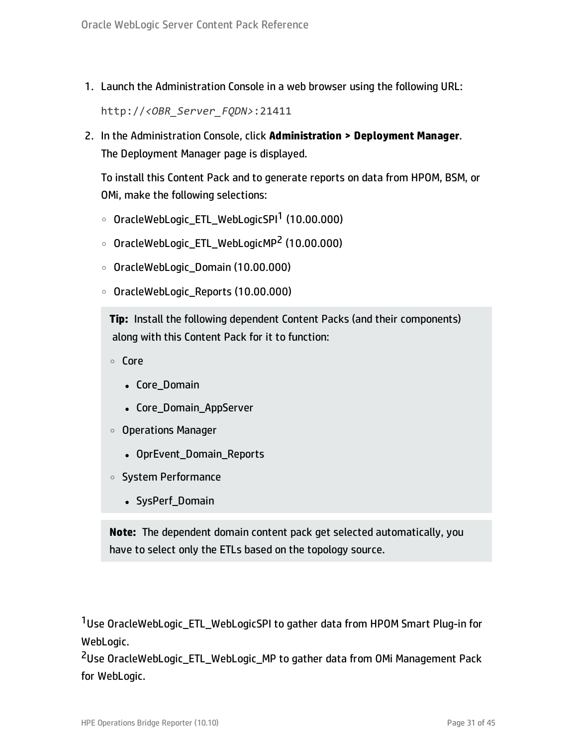1. Launch the Administration Console in a web browser using the following URL:

   `http://<OBR_Server_FQDN>:21411`

2. In the Administration Console, click **Administration > Deployment Manager**.
   The Deployment Manager page is displayed.

   To install this Content Pack and to generate reports on data from HPOM, BSM, or OMi, make the following selections:

   - OracleWebLogic_ETL_WebLogicSPI[1] (10.00.000)
   - OracleWebLogic_ETL_WebLogicMP[2] (10.00.000)
   - OracleWebLogic_Domain (10.00.000)
   - OracleWebLogic_Reports (10.00.000)

   > **Tip:** Install the following dependent Content Packs (and their components) along with this Content Pack for it to function:
   >
   > - Core
   >   - Core_Domain
   >   - Core_Domain_AppServer
   > - Operations Manager
   >   - OprEvent_Domain_Reports
   > - System Performance
   >   - SysPerf_Domain

   > **Note:** The dependent domain content pack get selected automatically, you have to select only the ETLs based on the topology source.

[1] Use OracleWebLogic_ETL_WebLogicSPI to gather data from HPOM Smart Plug-in for WebLogic.
[2] Use OracleWebLogic_ETL_WebLogic_MP to gather data from OMi Management Pack for WebLogic.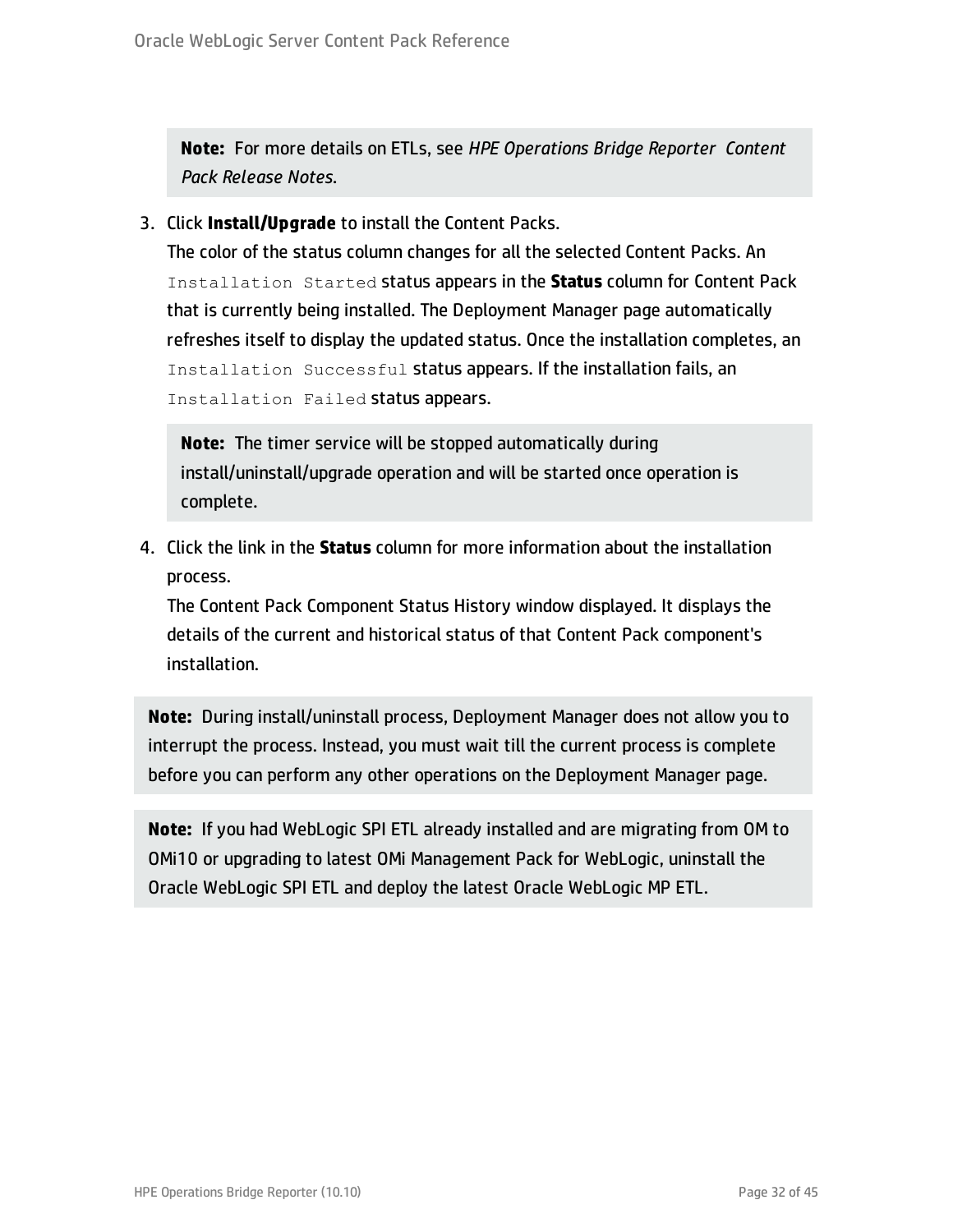> **Note:** For more details on ETLs, see *HPE Operations Bridge Reporter Content Pack Release Notes*.

3. Click **Install/Upgrade** to install the Content Packs.
   The color of the status column changes for all the selected Content Packs. An `Installation Started` status appears in the **Status** column for Content Pack that is currently being installed. The Deployment Manager page automatically refreshes itself to display the updated status. Once the installation completes, an `Installation Successful` status appears. If the installation fails, an `Installation Failed` status appears.

   > **Note:** The timer service will be stopped automatically during install/uninstall/upgrade operation and will be started once operation is complete.

4. Click the link in the **Status** column for more information about the installation process.
   The Content Pack Component Status History window displayed. It displays the details of the current and historical status of that Content Pack component's installation.

> **Note:** During install/uninstall process, Deployment Manager does not allow you to interrupt the process. Instead, you must wait till the current process is complete before you can perform any other operations on the Deployment Manager page.

> **Note:** If you had WebLogic SPI ETL already installed and are migrating from OM to OMi10 or upgrading to latest OMi Management Pack for WebLogic, uninstall the Oracle WebLogic SPI ETL and deploy the latest Oracle WebLogic MP ETL.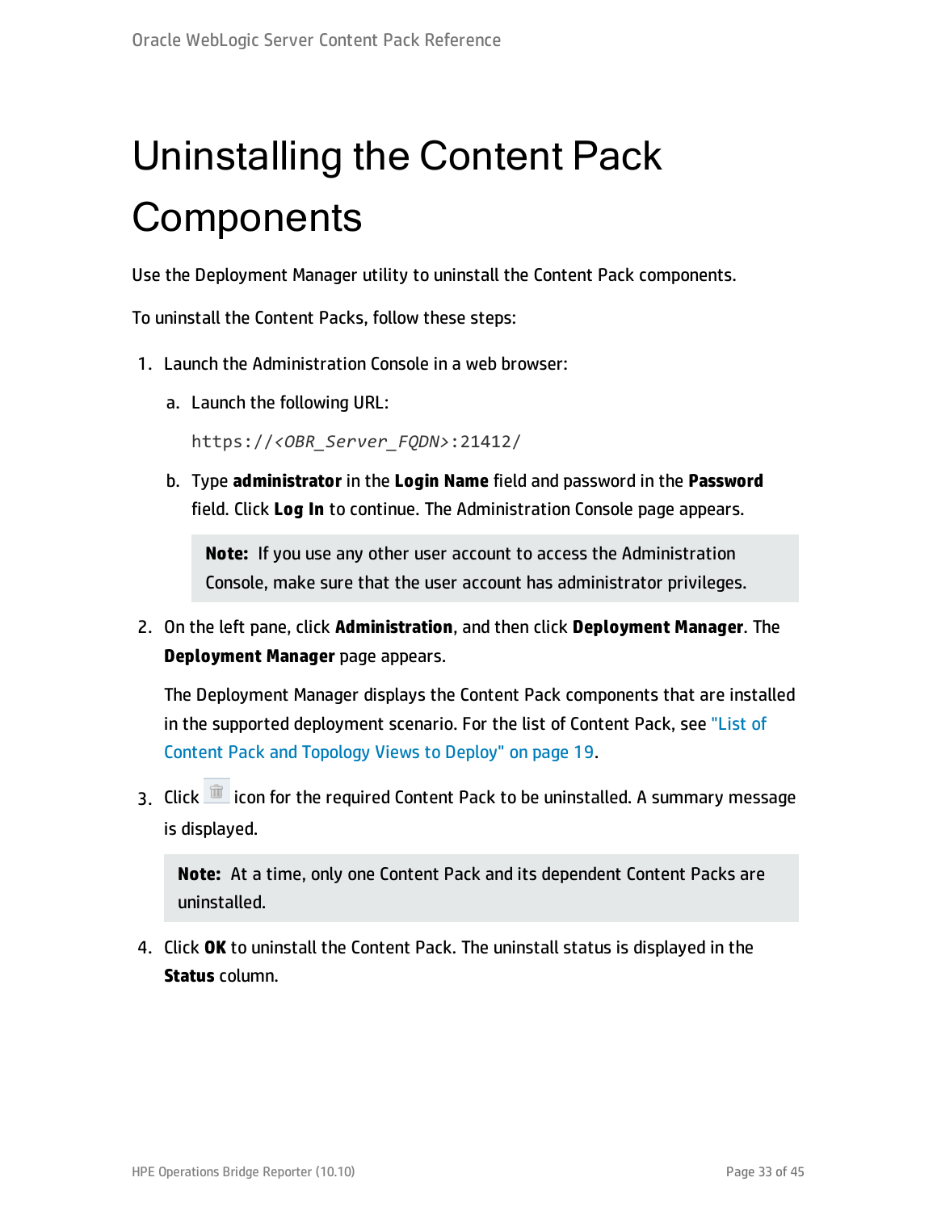# Uninstalling the Content Pack Components

Use the Deployment Manager utility to uninstall the Content Pack components.

To uninstall the Content Packs, follow these steps:

1. Launch the Administration Console in a web browser:

   a. Launch the following URL:

      `https://<OBR_Server_FQDN>:21412/`

   b. Type **administrator** in the **Login Name** field and password in the **Password** field. Click **Log In** to continue. The Administration Console page appears.

      > **Note:** If you use any other user account to access the Administration Console, make sure that the user account has administrator privileges.

2. On the left pane, click **Administration**, and then click **Deployment Manager**. The **Deployment Manager** page appears.

   The Deployment Manager displays the Content Pack components that are installed in the supported deployment scenario. For the list of Content Pack, see "List of Content Pack and Topology Views to Deploy" on page 19.

3. Click icon for the required Content Pack to be uninstalled. A summary message is displayed.

   > **Note:** At a time, only one Content Pack and its dependent Content Packs are uninstalled.

4. Click **OK** to uninstall the Content Pack. The uninstall status is displayed in the **Status** column.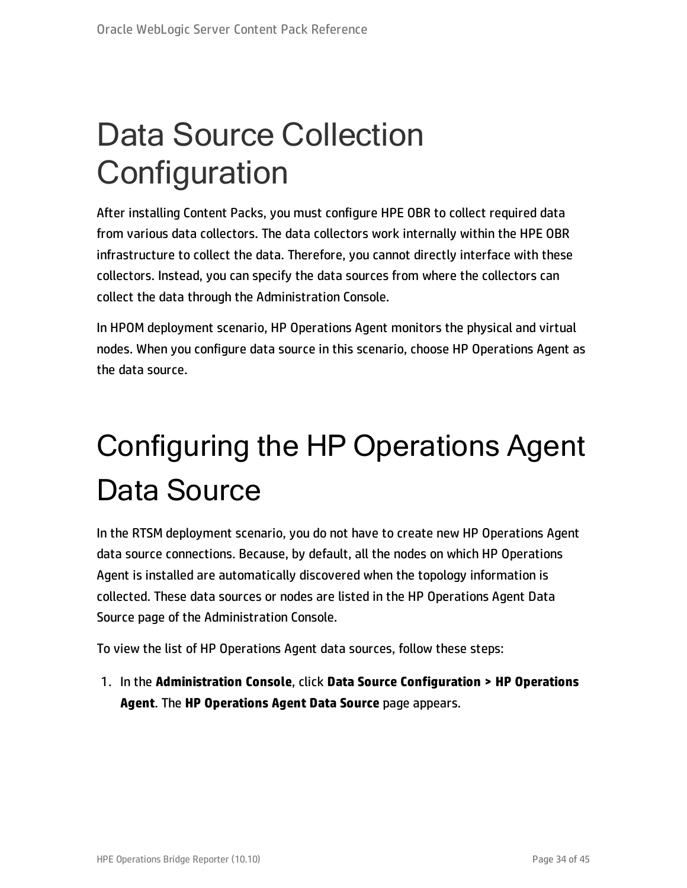# Data Source Collection Configuration

After installing Content Packs, you must configure HPE OBR to collect required data from various data collectors. The data collectors work internally within the HPE OBR infrastructure to collect the data. Therefore, you cannot directly interface with these collectors. Instead, you can specify the data sources from where the collectors can collect the data through the Administration Console.

In HPOM deployment scenario, HP Operations Agent monitors the physical and virtual nodes. When you configure data source in this scenario, choose HP Operations Agent as the data source.

# Configuring the HP Operations Agent Data Source

In the RTSM deployment scenario, you do not have to create new HP Operations Agent data source connections. Because, by default, all the nodes on which HP Operations Agent is installed are automatically discovered when the topology information is collected. These data sources or nodes are listed in the HP Operations Agent Data Source page of the Administration Console.

To view the list of HP Operations Agent data sources, follow these steps:

1. In the **Administration Console**, click **Data Source Configuration > HP Operations Agent**. The **HP Operations Agent Data Source** page appears.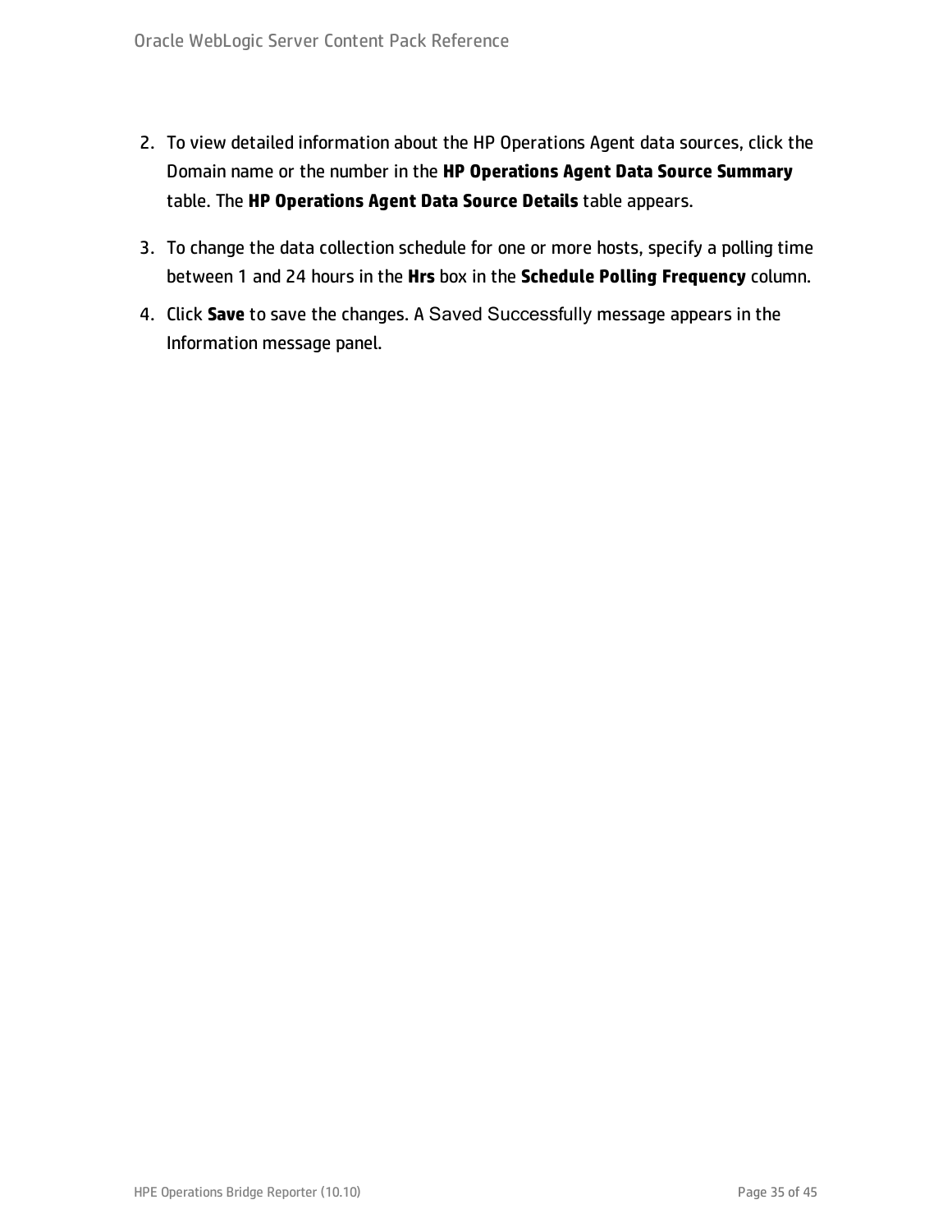2. To view detailed information about the HP Operations Agent data sources, click the Domain name or the number in the **HP Operations Agent Data Source Summary** table. The **HP Operations Agent Data Source Details** table appears.
3. To change the data collection schedule for one or more hosts, specify a polling time between 1 and 24 hours in the **Hrs** box in the **Schedule Polling Frequency** column.
4. Click **Save** to save the changes. A Saved Successfully message appears in the Information message panel.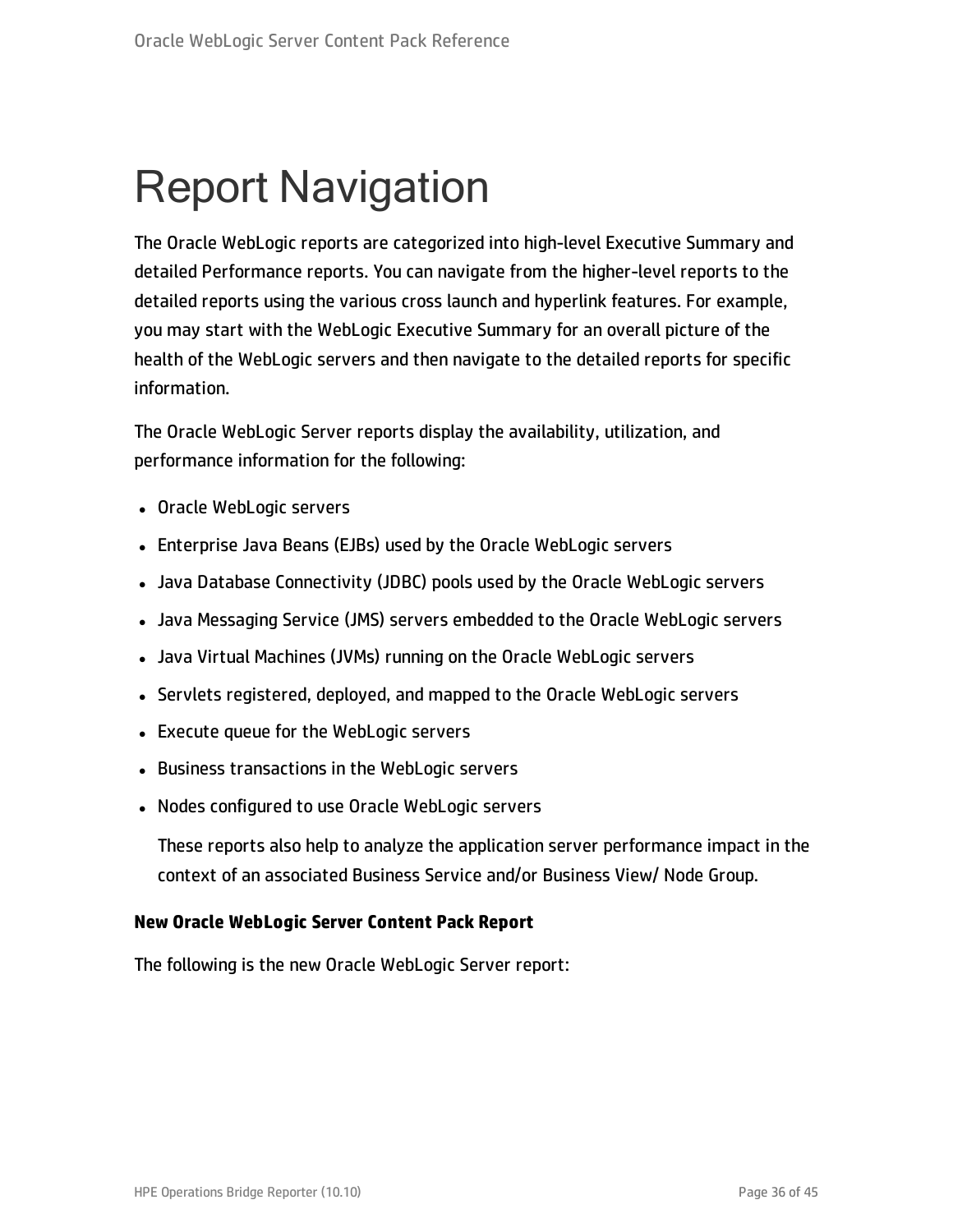# Report Navigation

The Oracle WebLogic reports are categorized into high-level Executive Summary and detailed Performance reports. You can navigate from the higher-level reports to the detailed reports using the various cross launch and hyperlink features. For example, you may start with the WebLogic Executive Summary for an overall picture of the health of the WebLogic servers and then navigate to the detailed reports for specific information.

The Oracle WebLogic Server reports display the availability, utilization, and performance information for the following:

- Oracle WebLogic servers
- Enterprise Java Beans (EJBs) used by the Oracle WebLogic servers
- Java Database Connectivity (JDBC) pools used by the Oracle WebLogic servers
- Java Messaging Service (JMS) servers embedded to the Oracle WebLogic servers
- Java Virtual Machines (JVMs) running on the Oracle WebLogic servers
- Servlets registered, deployed, and mapped to the Oracle WebLogic servers
- Execute queue for the WebLogic servers
- Business transactions in the WebLogic servers
- Nodes configured to use Oracle WebLogic servers

  These reports also help to analyze the application server performance impact in the context of an associated Business Service and/or Business View/ Node Group.

**New Oracle WebLogic Server Content Pack Report**

The following is the new Oracle WebLogic Server report: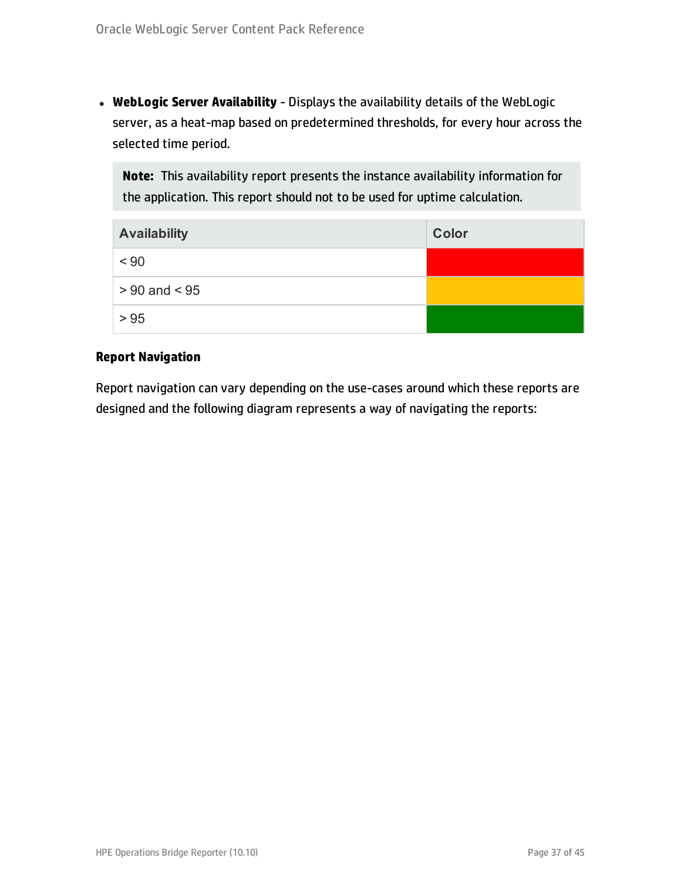- **WebLogic Server Availability** - Displays the availability details of the WebLogic server, as a heat-map based on predetermined thresholds, for every hour across the selected time period.

> **Note:** This availability report presents the instance availability information for the application. This report should not to be used for uptime calculation.

| Availability | Color |
| --- | --- |
| < 90 | Red |
| > 90 and < 95 | Amber |
| > 95 | Green |

**Report Navigation**

Report navigation can vary depending on the use-cases around which these reports are designed and the following diagram represents a way of navigating the reports: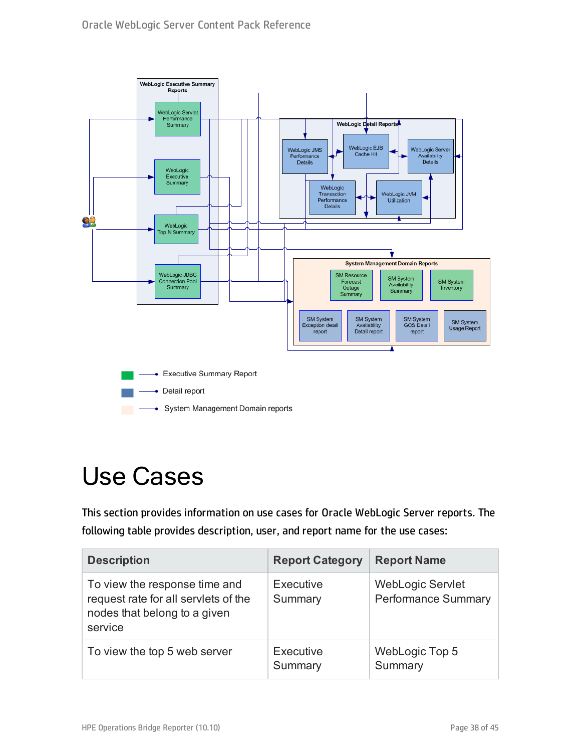WebLogic Executive Summary Reports

WebLogic Servlet Performance Summary

WebLogic Executive Summary

WebLogic Top N Summary

WebLogic JDBC Connection Pool Summary

WebLogic Detail Reports

WebLogic JMS Performance Details

WebLogic EJB Cache Hit

WebLogic Server Availability Details

WebLogic Transaction Performance Details

WebLogic JVM Utilization

System Management Domain Reports

SM Resource Forecast Outage Summary

SM System Availability Summary

SM System Inventory

SM System Exception detail report

SM System Availability Detail report

SM System GCS Detail report

SM System Usage Report

Executive Summary Report

Detail report

System Management Domain reports

# Use Cases

This section provides information on use cases for Oracle WebLogic Server reports. The following table provides description, user, and report name for the use cases:

| Description | Report Category | Report Name |
|---|---|---|
| To view the response time and request rate for all servlets of the nodes that belong to a given service | Executive Summary | WebLogic Servlet Performance Summary |
| To view the top 5 web server | Executive Summary | WebLogic Top 5 Summary |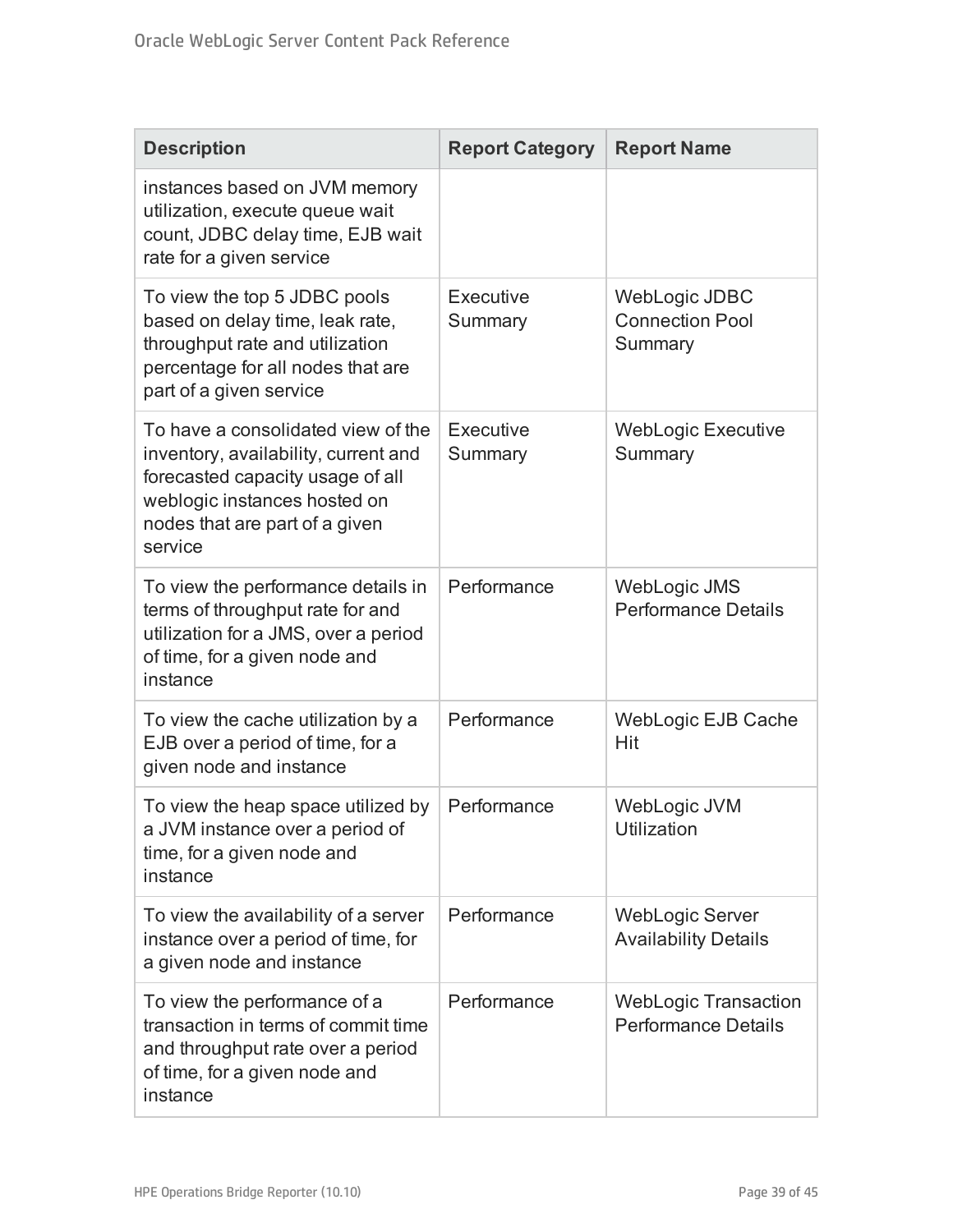| Description | Report Category | Report Name |
| --- | --- | --- |
| instances based on JVM memory utilization, execute queue wait count, JDBC delay time, EJB wait rate for a given service | | |
| To view the top 5 JDBC pools based on delay time, leak rate, throughput rate and utilization percentage for all nodes that are part of a given service | Executive Summary | WebLogic JDBC Connection Pool Summary |
| To have a consolidated view of the inventory, availability, current and forecasted capacity usage of all weblogic instances hosted on nodes that are part of a given service | Executive Summary | WebLogic Executive Summary |
| To view the performance details in terms of throughput rate for and utilization for a JMS, over a period of time, for a given node and instance | Performance | WebLogic JMS Performance Details |
| To view the cache utilization by a EJB over a period of time, for a given node and instance | Performance | WebLogic EJB Cache Hit |
| To view the heap space utilized by a JVM instance over a period of time, for a given node and instance | Performance | WebLogic JVM Utilization |
| To view the availability of a server instance over a period of time, for a given node and instance | Performance | WebLogic Server Availability Details |
| To view the performance of a transaction in terms of commit time and throughput rate over a period of time, for a given node and instance | Performance | WebLogic Transaction Performance Details |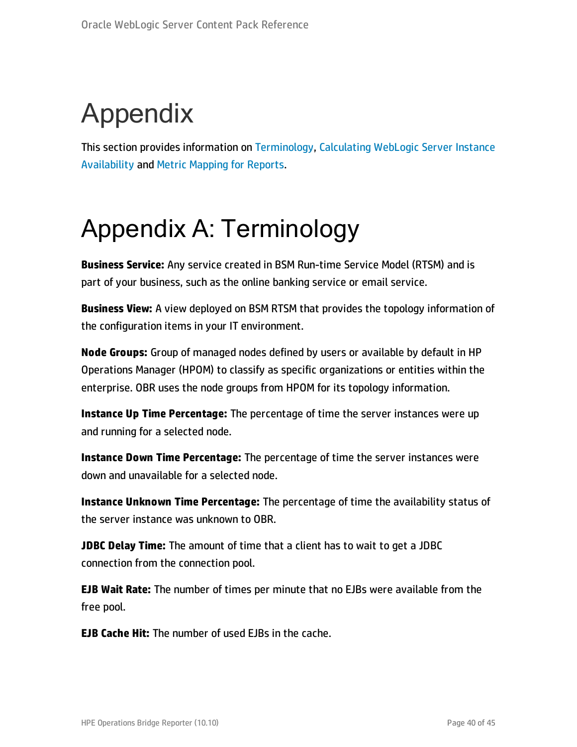# Appendix

This section provides information on Terminology, Calculating WebLogic Server Instance Availability and Metric Mapping for Reports.

# Appendix A: Terminology

**Business Service:** Any service created in BSM Run-time Service Model (RTSM) and is part of your business, such as the online banking service or email service.

**Business View:** A view deployed on BSM RTSM that provides the topology information of the configuration items in your IT environment.

**Node Groups:** Group of managed nodes defined by users or available by default in HP Operations Manager (HPOM) to classify as specific organizations or entities within the enterprise. OBR uses the node groups from HPOM for its topology information.

**Instance Up Time Percentage:** The percentage of time the server instances were up and running for a selected node.

**Instance Down Time Percentage:** The percentage of time the server instances were down and unavailable for a selected node.

**Instance Unknown Time Percentage:** The percentage of time the availability status of the server instance was unknown to OBR.

**JDBC Delay Time:** The amount of time that a client has to wait to get a JDBC connection from the connection pool.

**EJB Wait Rate:** The number of times per minute that no EJBs were available from the free pool.

**EJB Cache Hit:** The number of used EJBs in the cache.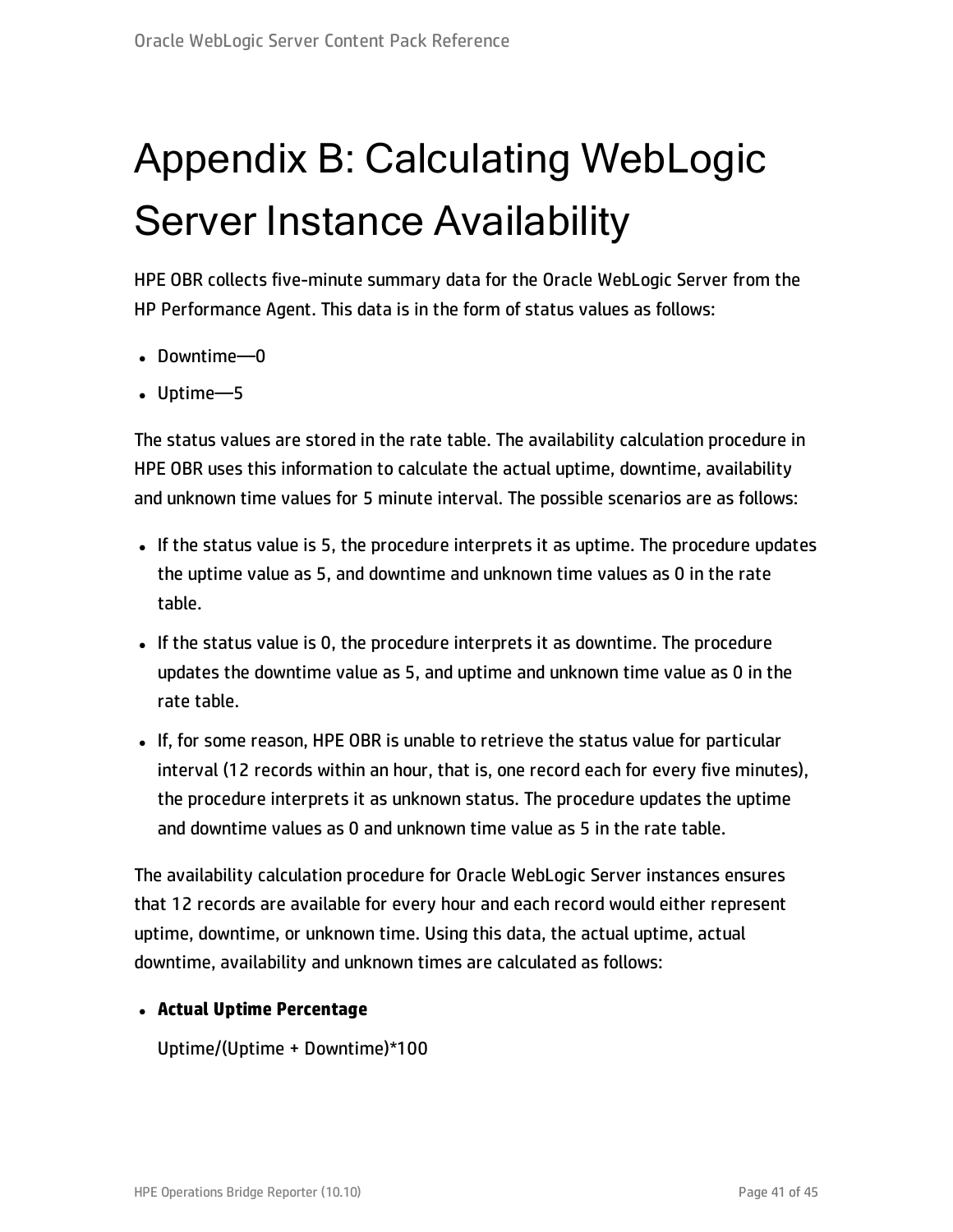# Appendix B: Calculating WebLogic Server Instance Availability

HPE OBR collects five-minute summary data for the Oracle WebLogic Server from the HP Performance Agent. This data is in the form of status values as follows:

- Downtime—0
- Uptime—5

The status values are stored in the rate table. The availability calculation procedure in HPE OBR uses this information to calculate the actual uptime, downtime, availability and unknown time values for 5 minute interval. The possible scenarios are as follows:

- If the status value is 5, the procedure interprets it as uptime. The procedure updates the uptime value as 5, and downtime and unknown time values as 0 in the rate table.
- If the status value is 0, the procedure interprets it as downtime. The procedure updates the downtime value as 5, and uptime and unknown time value as 0 in the rate table.
- If, for some reason, HPE OBR is unable to retrieve the status value for particular interval (12 records within an hour, that is, one record each for every five minutes), the procedure interprets it as unknown status. The procedure updates the uptime and downtime values as 0 and unknown time value as 5 in the rate table.

The availability calculation procedure for Oracle WebLogic Server instances ensures that 12 records are available for every hour and each record would either represent uptime, downtime, or unknown time. Using this data, the actual uptime, actual downtime, availability and unknown times are calculated as follows:

- **Actual Uptime Percentage**

  Uptime/(Uptime + Downtime)*100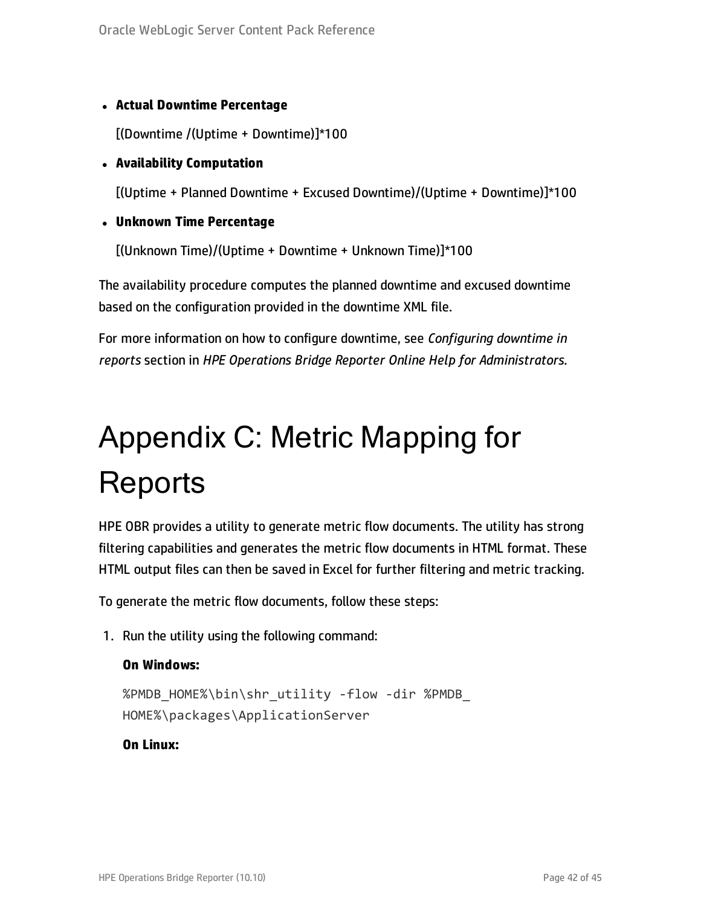- **Actual Downtime Percentage**

  [(Downtime /(Uptime + Downtime)]*100

- **Availability Computation**

  [(Uptime + Planned Downtime + Excused Downtime)/(Uptime + Downtime)]*100

- **Unknown Time Percentage**

  [(Unknown Time)/(Uptime + Downtime + Unknown Time)]*100

The availability procedure computes the planned downtime and excused downtime based on the configuration provided in the downtime XML file.

For more information on how to configure downtime, see *Configuring downtime in reports* section in *HPE Operations Bridge Reporter Online Help for Administrators*.

# Appendix C: Metric Mapping for Reports

HPE OBR provides a utility to generate metric flow documents. The utility has strong filtering capabilities and generates the metric flow documents in HTML format. These HTML output files can then be saved in Excel for further filtering and metric tracking.

To generate the metric flow documents, follow these steps:

1. Run the utility using the following command:

   **On Windows:**

   ```
   %PMDB_HOME%\bin\shr_utility -flow -dir %PMDB_
   HOME%\packages\ApplicationServer
   ```

   **On Linux:**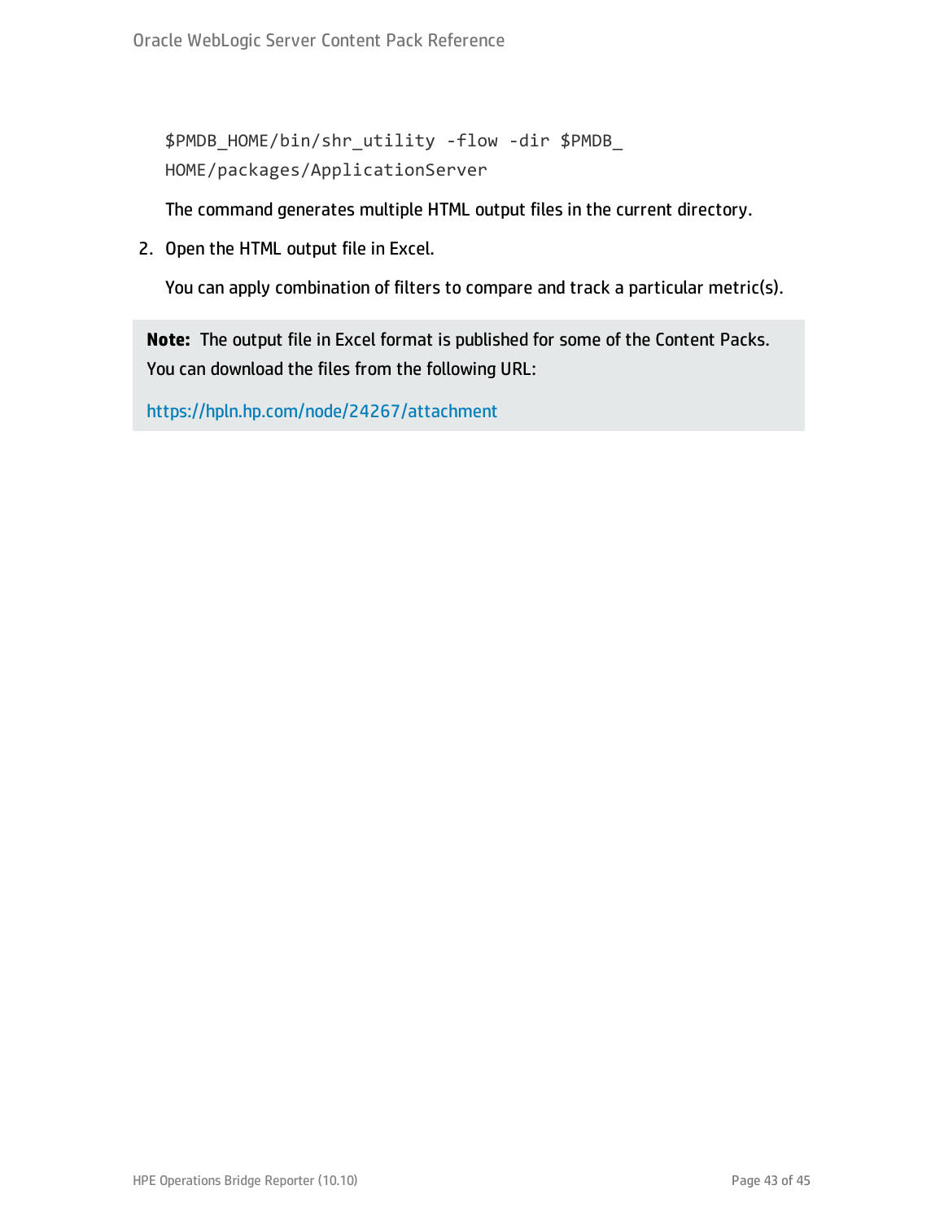```
$PMDB_HOME/bin/shr_utility -flow -dir $PMDB_
HOME/packages/ApplicationServer
```

The command generates multiple HTML output files in the current directory.

2. Open the HTML output file in Excel.

   You can apply combination of filters to compare and track a particular metric(s).

> **Note:** The output file in Excel format is published for some of the Content Packs. You can download the files from the following URL:
>
> https://hpln.hp.com/node/24267/attachment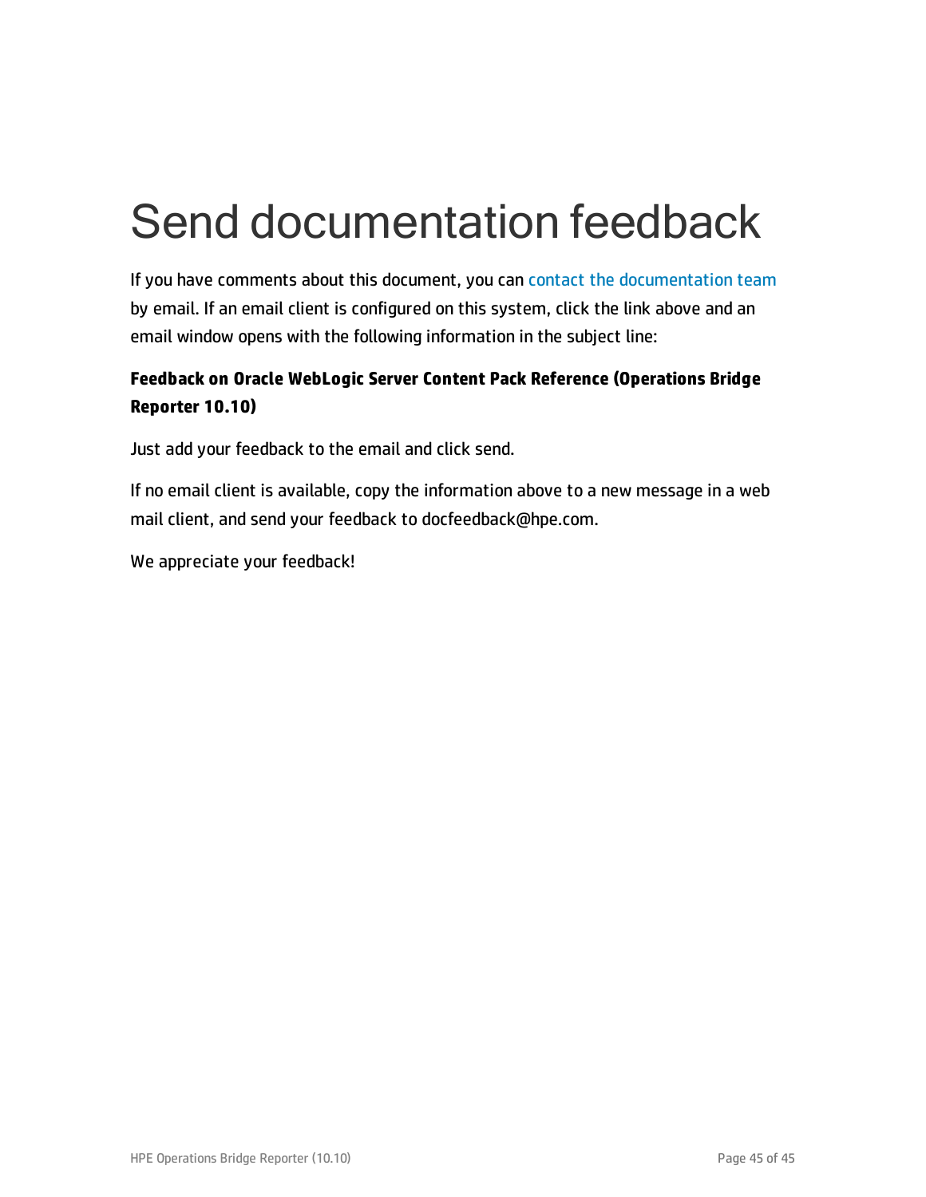# Send documentation feedback

If you have comments about this document, you can contact the documentation team by email. If an email client is configured on this system, click the link above and an email window opens with the following information in the subject line:

**Feedback on Oracle WebLogic Server Content Pack Reference (Operations Bridge Reporter 10.10)**

Just add your feedback to the email and click send.

If no email client is available, copy the information above to a new message in a web mail client, and send your feedback to docfeedback@hpe.com.

We appreciate your feedback!